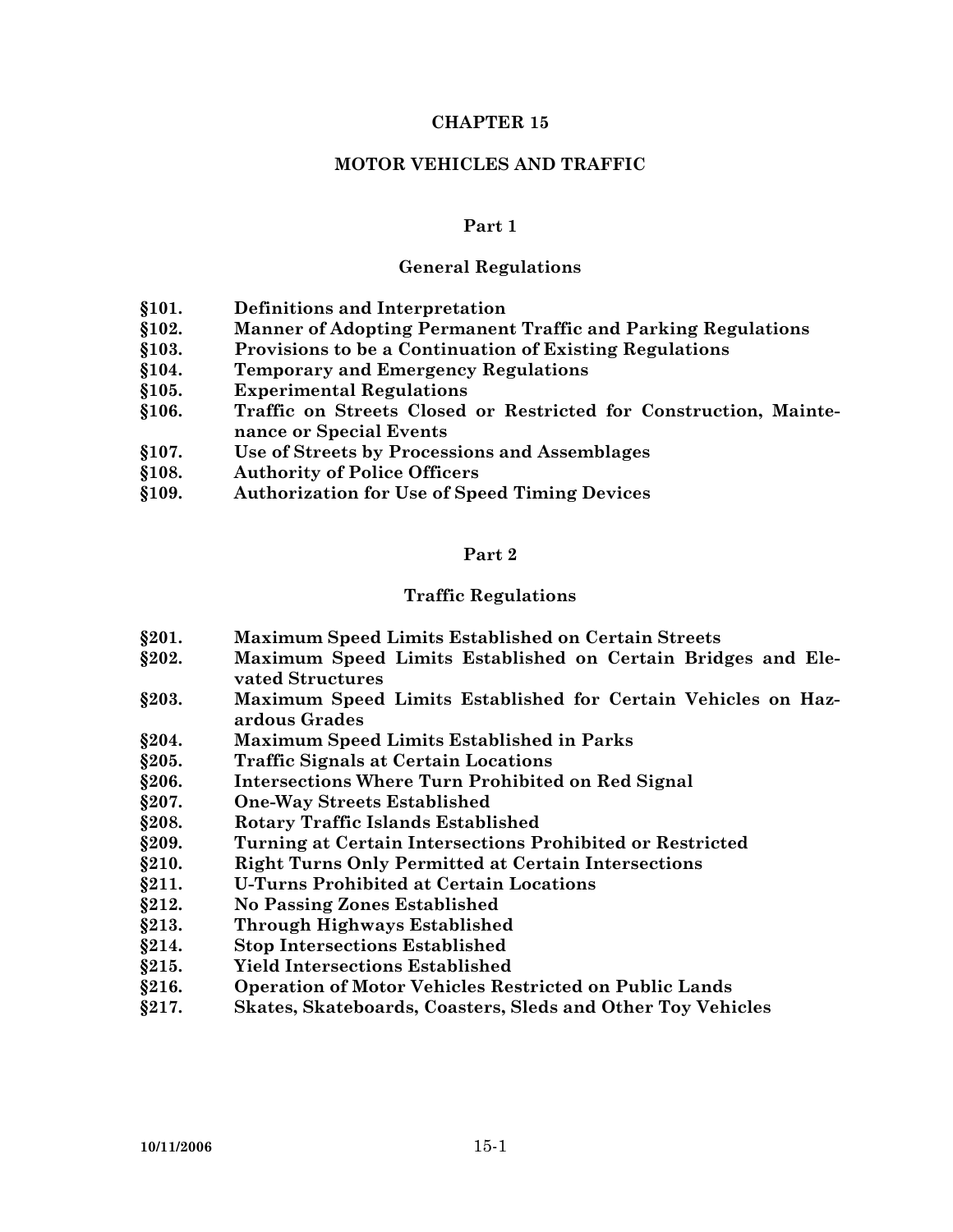# CHAPTER 15

# MOTOR VEHICLES AND TRAFFIC

## Part 1

## General Regulations

**§101. Definitions and Interpretation**
**§102. Manner of Adopting Permanent Traffic and Parking Regulations**
**§103. Provisions to be a Continuation of Existing Regulations**
**§104. Temporary and Emergency Regulations**
**§105. Experimental Regulations**
**§106. Traffic on Streets Closed or Restricted for Construction, Maintenance or Special Events**
**§107. Use of Streets by Processions and Assemblages**
**§108. Authority of Police Officers**
**§109. Authorization for Use of Speed Timing Devices**

## Part 2

## Traffic Regulations

**§201. Maximum Speed Limits Established on Certain Streets**
**§202. Maximum Speed Limits Established on Certain Bridges and Elevated Structures**
**§203. Maximum Speed Limits Established for Certain Vehicles on Hazardous Grades**
**§204. Maximum Speed Limits Established in Parks**
**§205. Traffic Signals at Certain Locations**
**§206. Intersections Where Turn Prohibited on Red Signal**
**§207. One-Way Streets Established**
**§208. Rotary Traffic Islands Established**
**§209. Turning at Certain Intersections Prohibited or Restricted**
**§210. Right Turns Only Permitted at Certain Intersections**
**§211. U-Turns Prohibited at Certain Locations**
**§212. No Passing Zones Established**
**§213. Through Highways Established**
**§214. Stop Intersections Established**
**§215. Yield Intersections Established**
**§216. Operation of Motor Vehicles Restricted on Public Lands**
**§217. Skates, Skateboards, Coasters, Sleds and Other Toy Vehicles**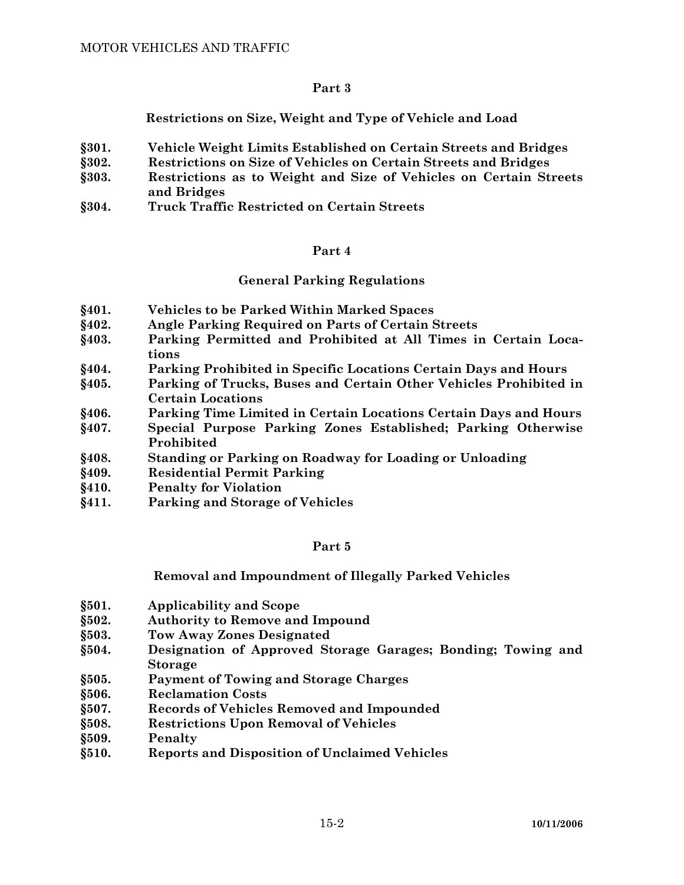## Part 3

### Restrictions on Size, Weight and Type of Vehicle and Load

- **§301. Vehicle Weight Limits Established on Certain Streets and Bridges**
- **§302. Restrictions on Size of Vehicles on Certain Streets and Bridges**
- **§303. Restrictions as to Weight and Size of Vehicles on Certain Streets and Bridges**
- **§304. Truck Traffic Restricted on Certain Streets**

## Part 4

### General Parking Regulations

- **§401. Vehicles to be Parked Within Marked Spaces**
- **§402. Angle Parking Required on Parts of Certain Streets**
- **§403. Parking Permitted and Prohibited at All Times in Certain Locations**
- **§404. Parking Prohibited in Specific Locations Certain Days and Hours**
- **§405. Parking of Trucks, Buses and Certain Other Vehicles Prohibited in Certain Locations**
- **§406. Parking Time Limited in Certain Locations Certain Days and Hours**
- **§407. Special Purpose Parking Zones Established; Parking Otherwise Prohibited**
- **§408. Standing or Parking on Roadway for Loading or Unloading**
- **§409. Residential Permit Parking**
- **§410. Penalty for Violation**
- **§411. Parking and Storage of Vehicles**

## Part 5

### Removal and Impoundment of Illegally Parked Vehicles

- **§501. Applicability and Scope**
- **§502. Authority to Remove and Impound**
- **§503. Tow Away Zones Designated**
- **§504. Designation of Approved Storage Garages; Bonding; Towing and Storage**
- **§505. Payment of Towing and Storage Charges**
- **§506. Reclamation Costs**
- **§507. Records of Vehicles Removed and Impounded**
- **§508. Restrictions Upon Removal of Vehicles**
- **§509. Penalty**
- **§510. Reports and Disposition of Unclaimed Vehicles**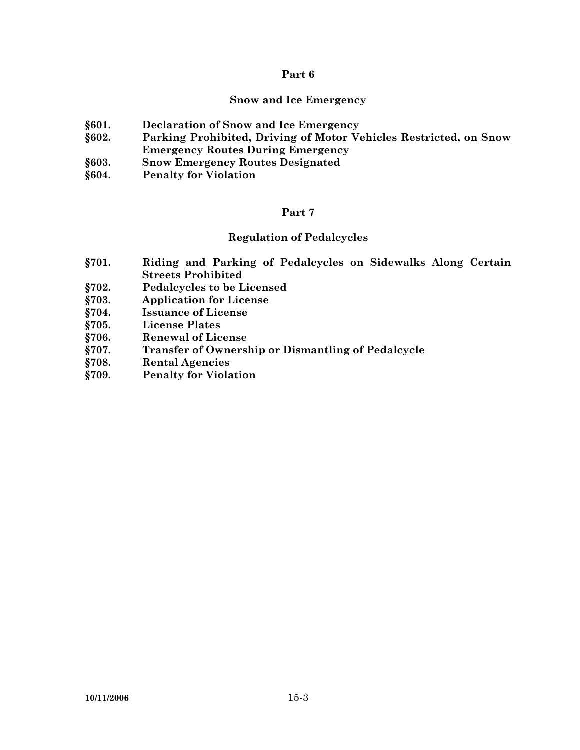## Part 6

## Snow and Ice Emergency

**§601. Declaration of Snow and Ice Emergency**
**§602. Parking Prohibited, Driving of Motor Vehicles Restricted, on Snow Emergency Routes During Emergency**
**§603. Snow Emergency Routes Designated**
**§604. Penalty for Violation**

## Part 7

## Regulation of Pedalcycles

**§701. Riding and Parking of Pedalcycles on Sidewalks Along Certain Streets Prohibited**
**§702. Pedalcycles to be Licensed**
**§703. Application for License**
**§704. Issuance of License**
**§705. License Plates**
**§706. Renewal of License**
**§707. Transfer of Ownership or Dismantling of Pedalcycle**
**§708. Rental Agencies**
**§709. Penalty for Violation**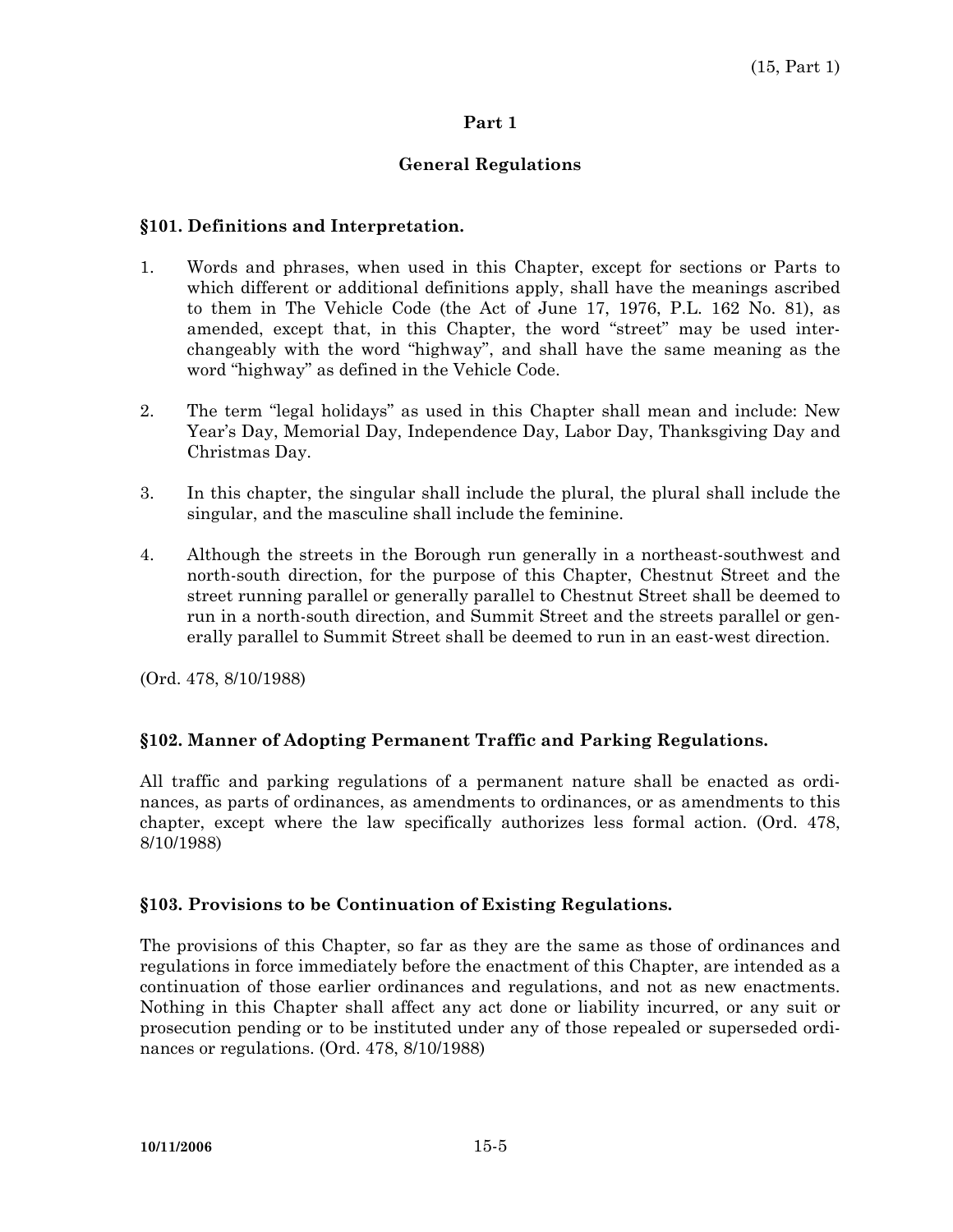# Part 1

## General Regulations

### §101. Definitions and Interpretation.

1. Words and phrases, when used in this Chapter, except for sections or Parts to which different or additional definitions apply, shall have the meanings ascribed to them in The Vehicle Code (the Act of June 17, 1976, P.L. 162 No. 81), as amended, except that, in this Chapter, the word "street" may be used interchangeably with the word "highway", and shall have the same meaning as the word "highway" as defined in the Vehicle Code.

2. The term "legal holidays" as used in this Chapter shall mean and include: New Year's Day, Memorial Day, Independence Day, Labor Day, Thanksgiving Day and Christmas Day.

3. In this chapter, the singular shall include the plural, the plural shall include the singular, and the masculine shall include the feminine.

4. Although the streets in the Borough run generally in a northeast-southwest and north-south direction, for the purpose of this Chapter, Chestnut Street and the street running parallel or generally parallel to Chestnut Street shall be deemed to run in a north-south direction, and Summit Street and the streets parallel or generally parallel to Summit Street shall be deemed to run in an east-west direction.

(Ord. 478, 8/10/1988)

### §102. Manner of Adopting Permanent Traffic and Parking Regulations.

All traffic and parking regulations of a permanent nature shall be enacted as ordinances, as parts of ordinances, as amendments to ordinances, or as amendments to this chapter, except where the law specifically authorizes less formal action. (Ord. 478, 8/10/1988)

### §103. Provisions to be Continuation of Existing Regulations.

The provisions of this Chapter, so far as they are the same as those of ordinances and regulations in force immediately before the enactment of this Chapter, are intended as a continuation of those earlier ordinances and regulations, and not as new enactments. Nothing in this Chapter shall affect any act done or liability incurred, or any suit or prosecution pending or to be instituted under any of those repealed or superseded ordinances or regulations. (Ord. 478, 8/10/1988)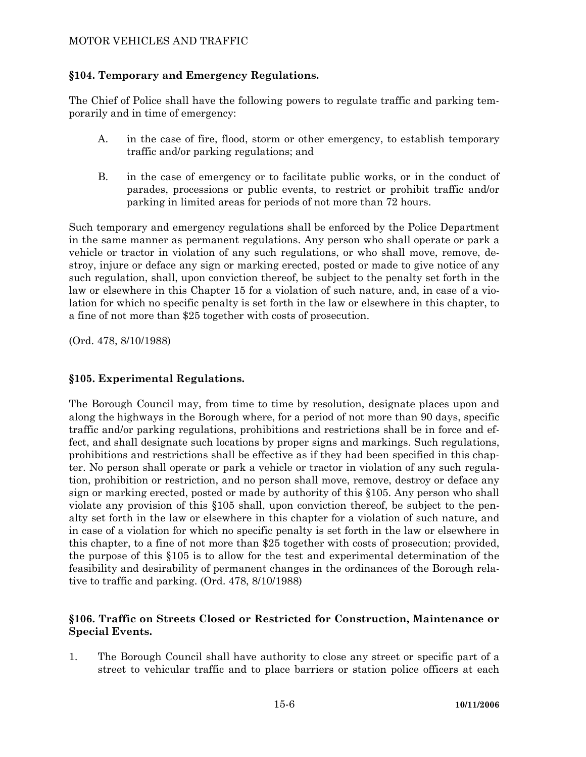## §104. Temporary and Emergency Regulations.

The Chief of Police shall have the following powers to regulate traffic and parking temporarily and in time of emergency:

A. in the case of fire, flood, storm or other emergency, to establish temporary traffic and/or parking regulations; and

B. in the case of emergency or to facilitate public works, or in the conduct of parades, processions or public events, to restrict or prohibit traffic and/or parking in limited areas for periods of not more than 72 hours.

Such temporary and emergency regulations shall be enforced by the Police Department in the same manner as permanent regulations. Any person who shall operate or park a vehicle or tractor in violation of any such regulations, or who shall move, remove, destroy, injure or deface any sign or marking erected, posted or made to give notice of any such regulation, shall, upon conviction thereof, be subject to the penalty set forth in the law or elsewhere in this Chapter 15 for a violation of such nature, and, in case of a violation for which no specific penalty is set forth in the law or elsewhere in this chapter, to a fine of not more than $25 together with costs of prosecution.

(Ord. 478, 8/10/1988)

## §105. Experimental Regulations.

The Borough Council may, from time to time by resolution, designate places upon and along the highways in the Borough where, for a period of not more than 90 days, specific traffic and/or parking regulations, prohibitions and restrictions shall be in force and effect, and shall designate such locations by proper signs and markings. Such regulations, prohibitions and restrictions shall be effective as if they had been specified in this chapter. No person shall operate or park a vehicle or tractor in violation of any such regulation, prohibition or restriction, and no person shall move, remove, destroy or deface any sign or marking erected, posted or made by authority of this §105. Any person who shall violate any provision of this §105 shall, upon conviction thereof, be subject to the penalty set forth in the law or elsewhere in this chapter for a violation of such nature, and in case of a violation for which no specific penalty is set forth in the law or elsewhere in this chapter, to a fine of not more than $25 together with costs of prosecution; provided, the purpose of this §105 is to allow for the test and experimental determination of the feasibility and desirability of permanent changes in the ordinances of the Borough relative to traffic and parking. (Ord. 478, 8/10/1988)

## §106. Traffic on Streets Closed or Restricted for Construction, Maintenance or Special Events.

1. The Borough Council shall have authority to close any street or specific part of a street to vehicular traffic and to place barriers or station police officers at each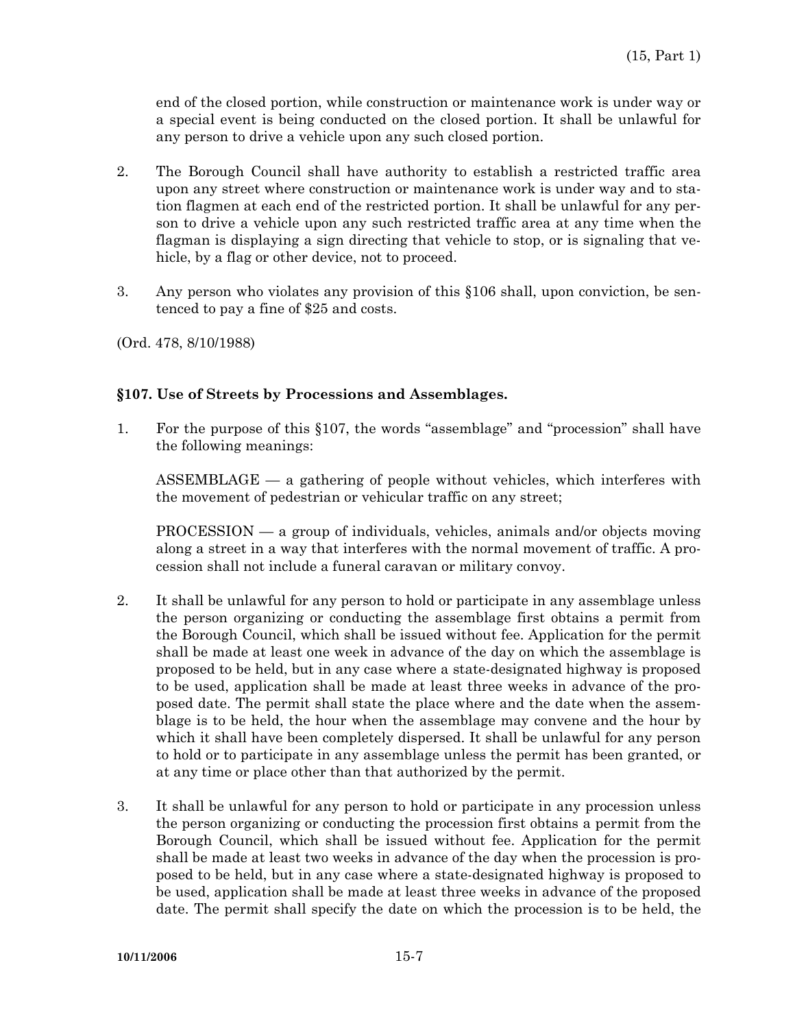end of the closed portion, while construction or maintenance work is under way or a special event is being conducted on the closed portion. It shall be unlawful for any person to drive a vehicle upon any such closed portion.

2. The Borough Council shall have authority to establish a restricted traffic area upon any street where construction or maintenance work is under way and to station flagmen at each end of the restricted portion. It shall be unlawful for any person to drive a vehicle upon any such restricted traffic area at any time when the flagman is displaying a sign directing that vehicle to stop, or is signaling that vehicle, by a flag or other device, not to proceed.

3. Any person who violates any provision of this §106 shall, upon conviction, be sentenced to pay a fine of $25 and costs.

(Ord. 478, 8/10/1988)

### §107. Use of Streets by Processions and Assemblages.

1. For the purpose of this §107, the words "assemblage" and "procession" shall have the following meanings:

   ASSEMBLAGE — a gathering of people without vehicles, which interferes with the movement of pedestrian or vehicular traffic on any street;

   PROCESSION — a group of individuals, vehicles, animals and/or objects moving along a street in a way that interferes with the normal movement of traffic. A procession shall not include a funeral caravan or military convoy.

2. It shall be unlawful for any person to hold or participate in any assemblage unless the person organizing or conducting the assemblage first obtains a permit from the Borough Council, which shall be issued without fee. Application for the permit shall be made at least one week in advance of the day on which the assemblage is proposed to be held, but in any case where a state-designated highway is proposed to be used, application shall be made at least three weeks in advance of the proposed date. The permit shall state the place where and the date when the assemblage is to be held, the hour when the assemblage may convene and the hour by which it shall have been completely dispersed. It shall be unlawful for any person to hold or to participate in any assemblage unless the permit has been granted, or at any time or place other than that authorized by the permit.

3. It shall be unlawful for any person to hold or participate in any procession unless the person organizing or conducting the procession first obtains a permit from the Borough Council, which shall be issued without fee. Application for the permit shall be made at least two weeks in advance of the day when the procession is proposed to be held, but in any case where a state-designated highway is proposed to be used, application shall be made at least three weeks in advance of the proposed date. The permit shall specify the date on which the procession is to be held, the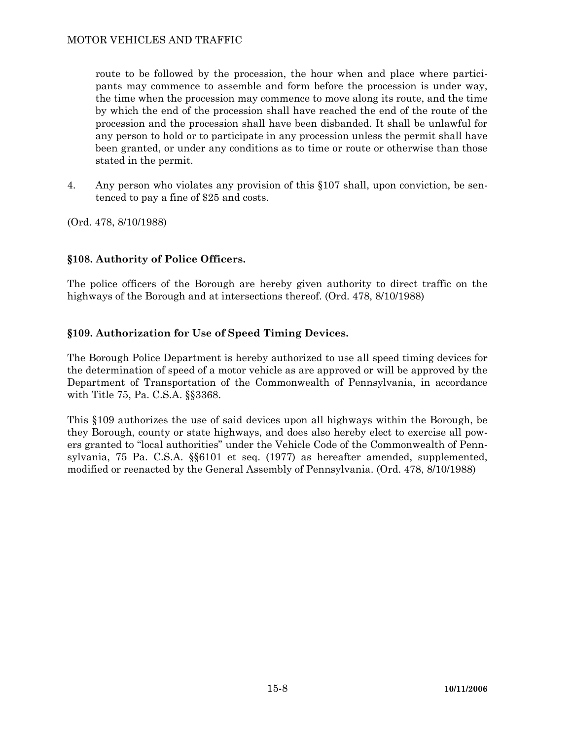route to be followed by the procession, the hour when and place where participants may commence to assemble and form before the procession is under way, the time when the procession may commence to move along its route, and the time by which the end of the procession shall have reached the end of the route of the procession and the procession shall have been disbanded. It shall be unlawful for any person to hold or to participate in any procession unless the permit shall have been granted, or under any conditions as to time or route or otherwise than those stated in the permit.

4. Any person who violates any provision of this §107 shall, upon conviction, be sentenced to pay a fine of $25 and costs.

(Ord. 478, 8/10/1988)

### §108. Authority of Police Officers.

The police officers of the Borough are hereby given authority to direct traffic on the highways of the Borough and at intersections thereof. (Ord. 478, 8/10/1988)

### §109. Authorization for Use of Speed Timing Devices.

The Borough Police Department is hereby authorized to use all speed timing devices for the determination of speed of a motor vehicle as are approved or will be approved by the Department of Transportation of the Commonwealth of Pennsylvania, in accordance with Title 75, Pa. C.S.A. §§3368.

This §109 authorizes the use of said devices upon all highways within the Borough, be they Borough, county or state highways, and does also hereby elect to exercise all powers granted to "local authorities" under the Vehicle Code of the Commonwealth of Pennsylvania, 75 Pa. C.S.A. §§6101 et seq. (1977) as hereafter amended, supplemented, modified or reenacted by the General Assembly of Pennsylvania. (Ord. 478, 8/10/1988)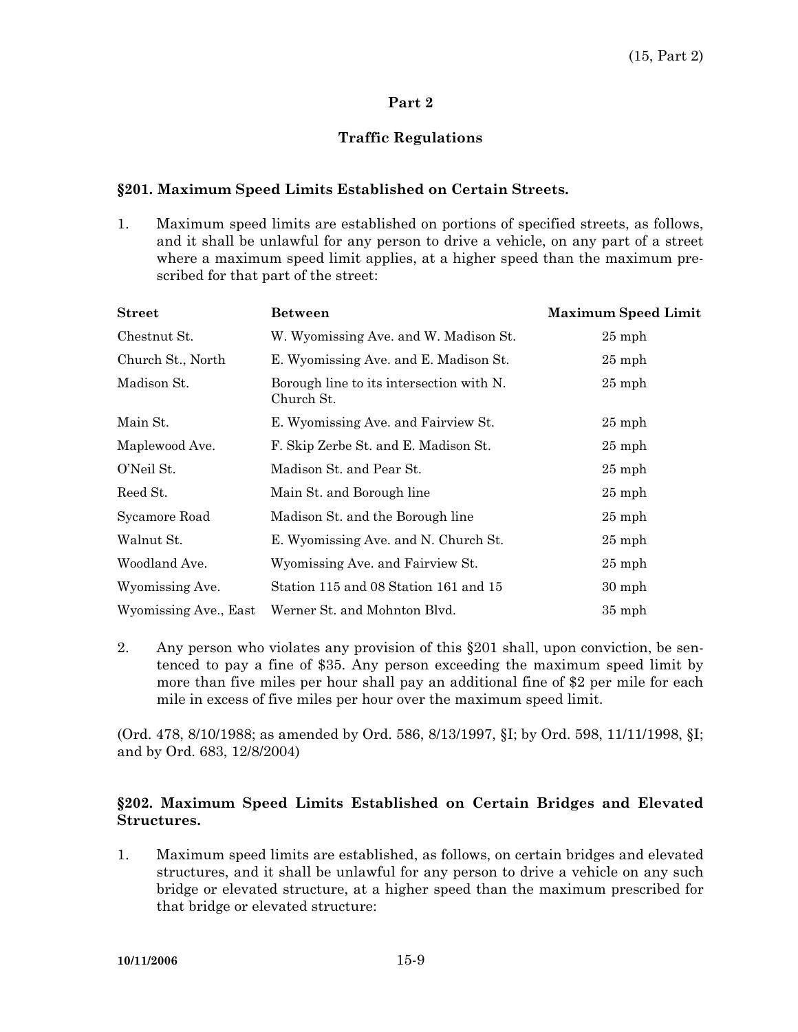# Part 2

## Traffic Regulations

### §201. Maximum Speed Limits Established on Certain Streets.

1. Maximum speed limits are established on portions of specified streets, as follows, and it shall be unlawful for any person to drive a vehicle, on any part of a street where a maximum speed limit applies, at a higher speed than the maximum prescribed for that part of the street:

| Street | Between | Maximum Speed Limit |
|---|---|---|
| Chestnut St. | W. Wyomissing Ave. and W. Madison St. | 25 mph |
| Church St., North | E. Wyomissing Ave. and E. Madison St. | 25 mph |
| Madison St. | Borough line to its intersection with N. Church St. | 25 mph |
| Main St. | E. Wyomissing Ave. and Fairview St. | 25 mph |
| Maplewood Ave. | F. Skip Zerbe St. and E. Madison St. | 25 mph |
| O'Neil St. | Madison St. and Pear St. | 25 mph |
| Reed St. | Main St. and Borough line | 25 mph |
| Sycamore Road | Madison St. and the Borough line | 25 mph |
| Walnut St. | E. Wyomissing Ave. and N. Church St. | 25 mph |
| Woodland Ave. | Wyomissing Ave. and Fairview St. | 25 mph |
| Wyomissing Ave. | Station 115 and 08 Station 161 and 15 | 30 mph |
| Wyomissing Ave., East | Werner St. and Mohnton Blvd. | 35 mph |

2. Any person who violates any provision of this §201 shall, upon conviction, be sentenced to pay a fine of $35. Any person exceeding the maximum speed limit by more than five miles per hour shall pay an additional fine of $2 per mile for each mile in excess of five miles per hour over the maximum speed limit.

(Ord. 478, 8/10/1988; as amended by Ord. 586, 8/13/1997, §I; by Ord. 598, 11/11/1998, §I; and by Ord. 683, 12/8/2004)

### §202. Maximum Speed Limits Established on Certain Bridges and Elevated Structures.

1. Maximum speed limits are established, as follows, on certain bridges and elevated structures, and it shall be unlawful for any person to drive a vehicle on any such bridge or elevated structure, at a higher speed than the maximum prescribed for that bridge or elevated structure: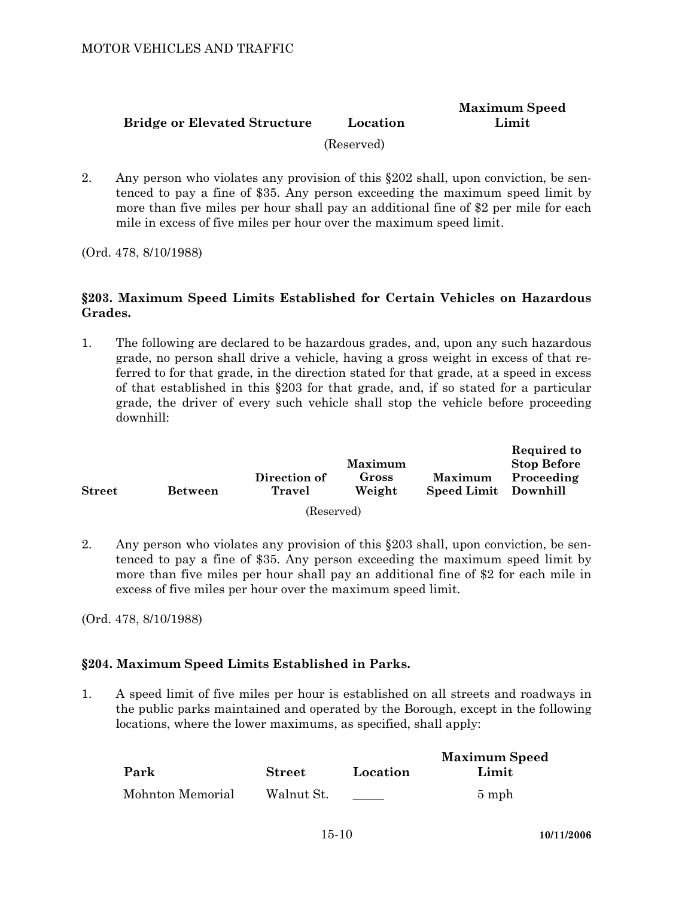| Bridge or Elevated Structure | Location | Maximum Speed Limit |
|---|---|---|
| | (Reserved) | |

2. Any person who violates any provision of this §202 shall, upon conviction, be sentenced to pay a fine of $35. Any person exceeding the maximum speed limit by more than five miles per hour shall pay an additional fine of $2 per mile for each mile in excess of five miles per hour over the maximum speed limit.

(Ord. 478, 8/10/1988)

### §203. Maximum Speed Limits Established for Certain Vehicles on Hazardous Grades.

1. The following are declared to be hazardous grades, and, upon any such hazardous grade, no person shall drive a vehicle, having a gross weight in excess of that referred to for that grade, in the direction stated for that grade, at a speed in excess of that established in this §203 for that grade, and, if so stated for a particular grade, the driver of every such vehicle shall stop the vehicle before proceeding downhill:

| Street | Between | Direction of Travel | Maximum Gross Weight | Maximum Speed Limit | Required to Stop Before Proceeding Downhill |
|---|---|---|---|---|---|
| | | | (Reserved) | | |

2. Any person who violates any provision of this §203 shall, upon conviction, be sentenced to pay a fine of $35. Any person exceeding the maximum speed limit by more than five miles per hour shall pay an additional fine of $2 for each mile in excess of five miles per hour over the maximum speed limit.

(Ord. 478, 8/10/1988)

### §204. Maximum Speed Limits Established in Parks.

1. A speed limit of five miles per hour is established on all streets and roadways in the public parks maintained and operated by the Borough, except in the following locations, where the lower maximums, as specified, shall apply:

| Park | Street | Location | Maximum Speed Limit |
|---|---|---|---|
| Mohnton Memorial | Walnut St. | _____ | 5 mph |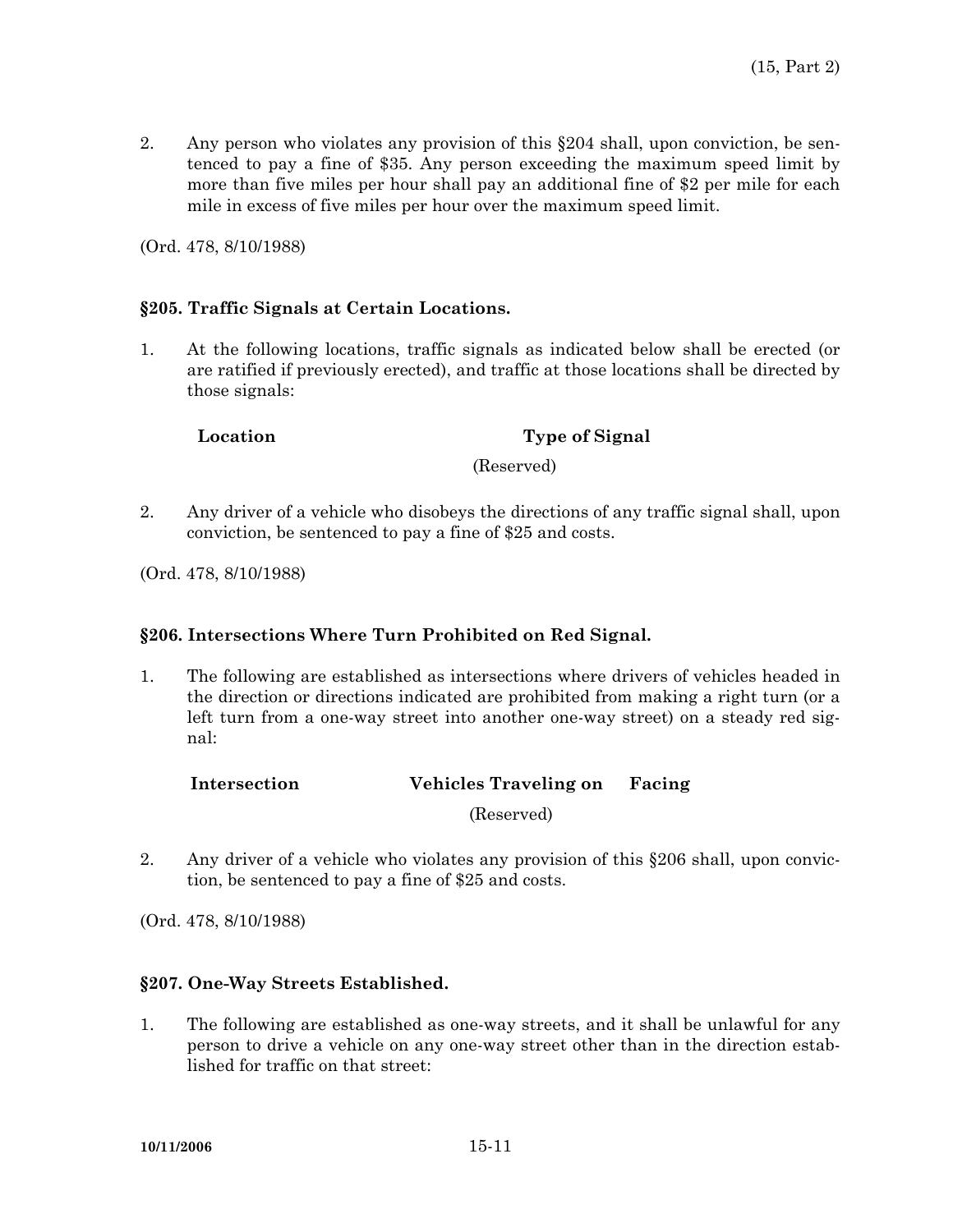2. Any person who violates any provision of this §204 shall, upon conviction, be sentenced to pay a fine of $35. Any person exceeding the maximum speed limit by more than five miles per hour shall pay an additional fine of $2 per mile for each mile in excess of five miles per hour over the maximum speed limit.

(Ord. 478, 8/10/1988)

## §205. Traffic Signals at Certain Locations.

1. At the following locations, traffic signals as indicated below shall be erected (or are ratified if previously erected), and traffic at those locations shall be directed by those signals:

| Location | Type of Signal |
|---|---|
| | (Reserved) |

2. Any driver of a vehicle who disobeys the directions of any traffic signal shall, upon conviction, be sentenced to pay a fine of $25 and costs.

(Ord. 478, 8/10/1988)

## §206. Intersections Where Turn Prohibited on Red Signal.

1. The following are established as intersections where drivers of vehicles headed in the direction or directions indicated are prohibited from making a right turn (or a left turn from a one-way street into another one-way street) on a steady red signal:

| Intersection | Vehicles Traveling on | Facing |
|---|---|---|
| | (Reserved) | |

2. Any driver of a vehicle who violates any provision of this §206 shall, upon conviction, be sentenced to pay a fine of $25 and costs.

(Ord. 478, 8/10/1988)

## §207. One-Way Streets Established.

1. The following are established as one-way streets, and it shall be unlawful for any person to drive a vehicle on any one-way street other than in the direction established for traffic on that street: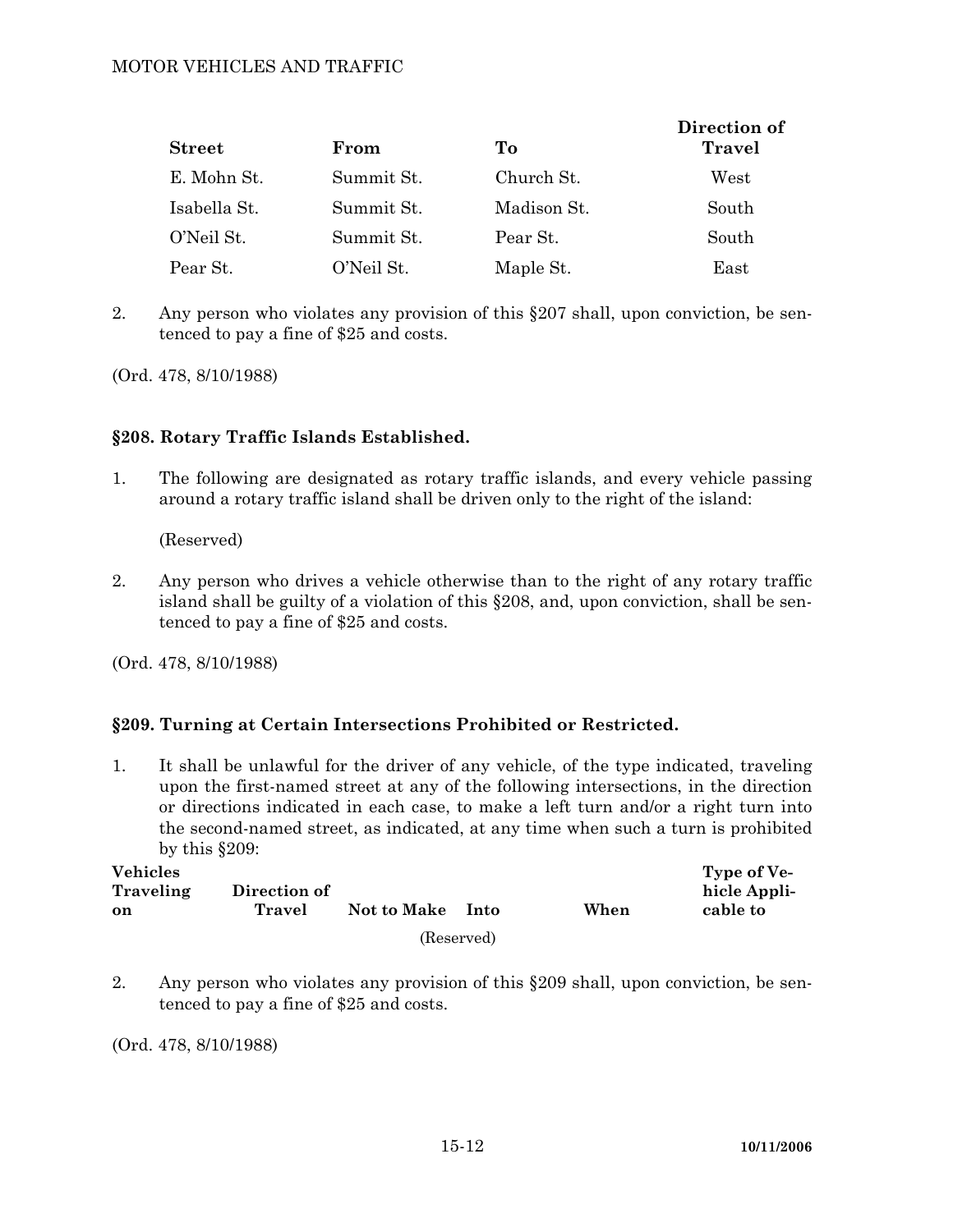| Street | From | To | Direction of Travel |
|---|---|---|---|
| E. Mohn St. | Summit St. | Church St. | West |
| Isabella St. | Summit St. | Madison St. | South |
| O'Neil St. | Summit St. | Pear St. | South |
| Pear St. | O'Neil St. | Maple St. | East |

2. Any person who violates any provision of this §207 shall, upon conviction, be sentenced to pay a fine of $25 and costs.

(Ord. 478, 8/10/1988)

### §208. Rotary Traffic Islands Established.

1. The following are designated as rotary traffic islands, and every vehicle passing around a rotary traffic island shall be driven only to the right of the island:

   (Reserved)

2. Any person who drives a vehicle otherwise than to the right of any rotary traffic island shall be guilty of a violation of this §208, and, upon conviction, shall be sentenced to pay a fine of $25 and costs.

(Ord. 478, 8/10/1988)

### §209. Turning at Certain Intersections Prohibited or Restricted.

1. It shall be unlawful for the driver of any vehicle, of the type indicated, traveling upon the first-named street at any of the following intersections, in the direction or directions indicated in each case, to make a left turn and/or a right turn into the second-named street, as indicated, at any time when such a turn is prohibited by this §209:

| Vehicles Traveling on | Direction of Travel | Not to Make | Into | When | Type of Vehicle Applicable to |
|---|---|---|---|---|---|
| | | | (Reserved) | | |

2. Any person who violates any provision of this §209 shall, upon conviction, be sentenced to pay a fine of $25 and costs.

(Ord. 478, 8/10/1988)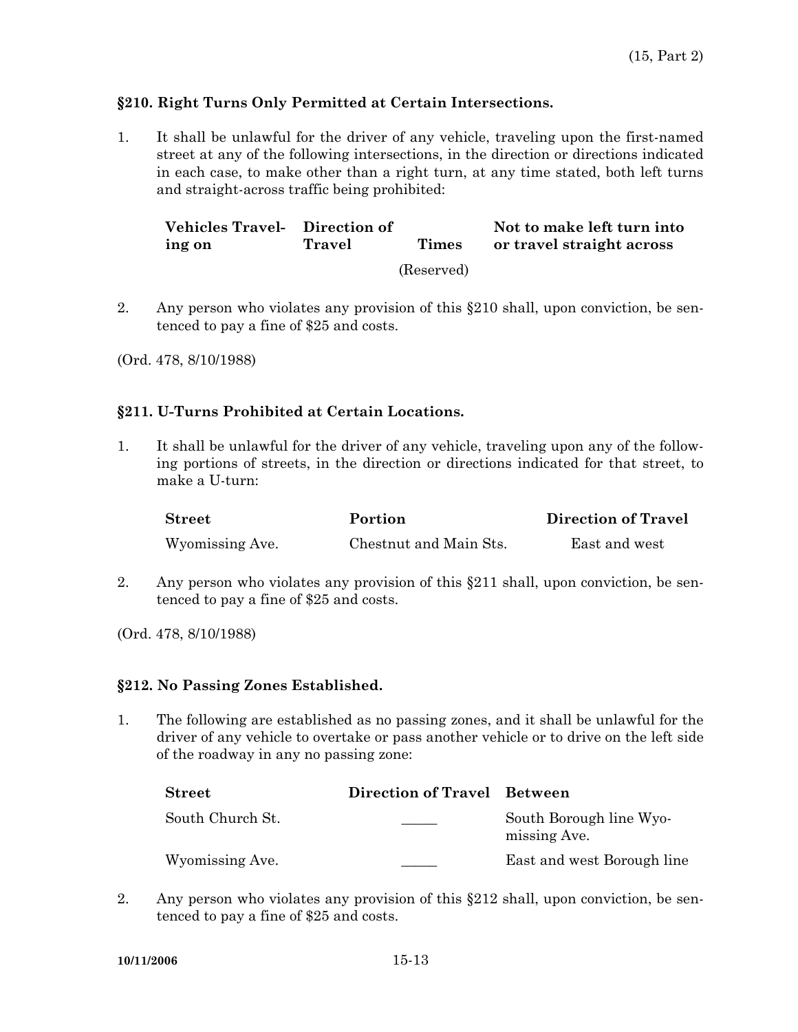### §210. Right Turns Only Permitted at Certain Intersections.

1. It shall be unlawful for the driver of any vehicle, traveling upon the first-named street at any of the following intersections, in the direction or directions indicated in each case, to make other than a right turn, at any time stated, both left turns and straight-across traffic being prohibited:

| Vehicles Traveling on | Direction of Travel | Times | Not to make left turn into or travel straight across |
|---|---|---|---|
| | | (Reserved) | |

2. Any person who violates any provision of this §210 shall, upon conviction, be sentenced to pay a fine of $25 and costs.

(Ord. 478, 8/10/1988)

### §211. U-Turns Prohibited at Certain Locations.

1. It shall be unlawful for the driver of any vehicle, traveling upon any of the following portions of streets, in the direction or directions indicated for that street, to make a U-turn:

| Street | Portion | Direction of Travel |
|---|---|---|
| Wyomissing Ave. | Chestnut and Main Sts. | East and west |

2. Any person who violates any provision of this §211 shall, upon conviction, be sentenced to pay a fine of $25 and costs.

(Ord. 478, 8/10/1988)

### §212. No Passing Zones Established.

1. The following are established as no passing zones, and it shall be unlawful for the driver of any vehicle to overtake or pass another vehicle or to drive on the left side of the roadway in any no passing zone:

| Street | Direction of Travel | Between |
|---|---|---|
| South Church St. | _____ | South Borough line Wyomissing Ave. |
| Wyomissing Ave. | _____ | East and west Borough line |

2. Any person who violates any provision of this §212 shall, upon conviction, be sentenced to pay a fine of $25 and costs.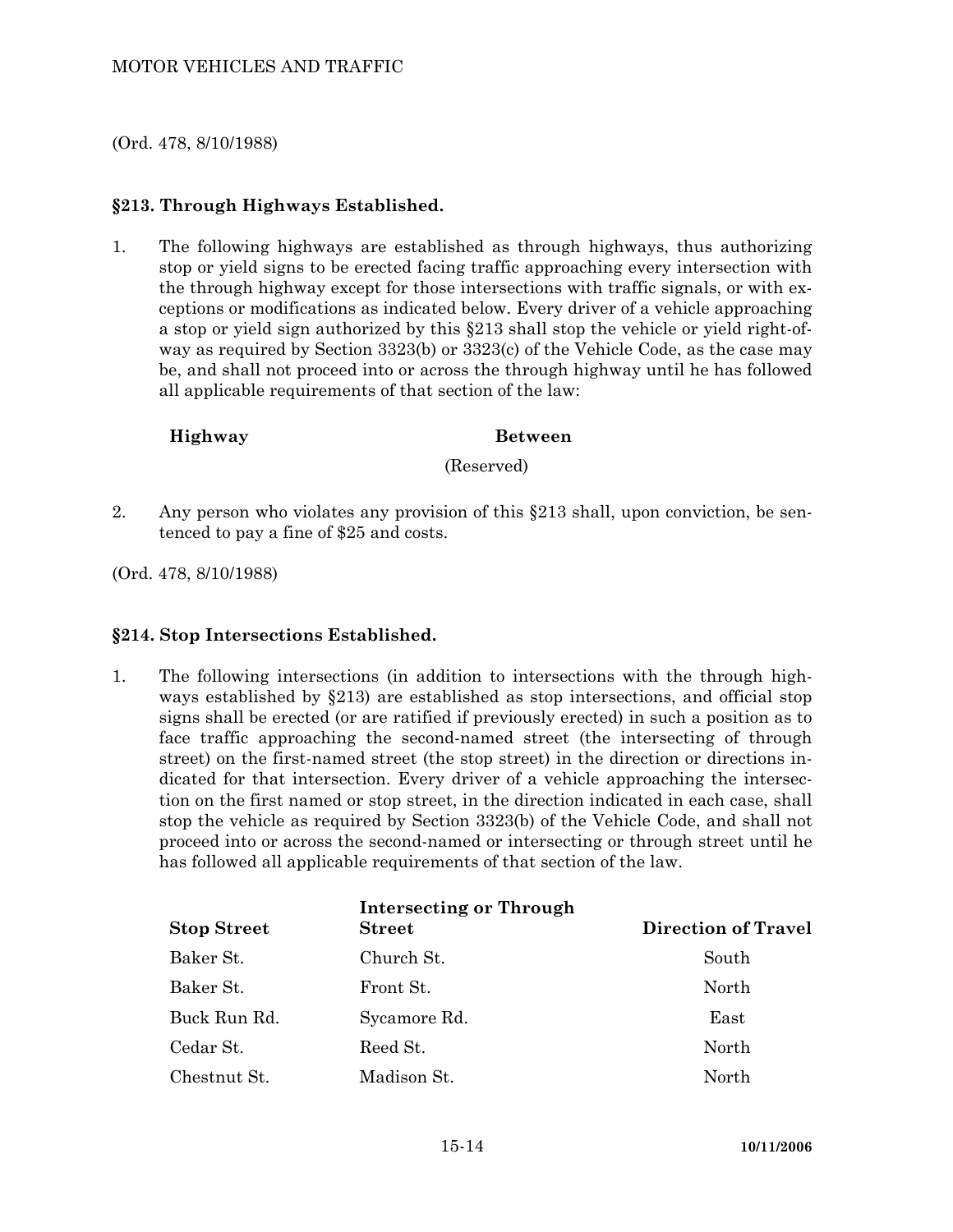(Ord. 478, 8/10/1988)

### §213. Through Highways Established.

1. The following highways are established as through highways, thus authorizing stop or yield signs to be erected facing traffic approaching every intersection with the through highway except for those intersections with traffic signals, or with exceptions or modifications as indicated below. Every driver of a vehicle approaching a stop or yield sign authorized by this §213 shall stop the vehicle or yield right-of-way as required by Section 3323(b) or 3323(c) of the Vehicle Code, as the case may be, and shall not proceed into or across the through highway until he has followed all applicable requirements of that section of the law:

| Highway | Between |
|---|---|
| | (Reserved) |

2. Any person who violates any provision of this §213 shall, upon conviction, be sentenced to pay a fine of $25 and costs.

(Ord. 478, 8/10/1988)

### §214. Stop Intersections Established.

1. The following intersections (in addition to intersections with the through highways established by §213) are established as stop intersections, and official stop signs shall be erected (or are ratified if previously erected) in such a position as to face traffic approaching the second-named street (the intersecting of through street) on the first-named street (the stop street) in the direction or directions indicated for that intersection. Every driver of a vehicle approaching the intersection on the first named or stop street, in the direction indicated in each case, shall stop the vehicle as required by Section 3323(b) of the Vehicle Code, and shall not proceed into or across the second-named or intersecting or through street until he has followed all applicable requirements of that section of the law.

| Stop Street | Intersecting or Through Street | Direction of Travel |
|---|---|---|
| Baker St. | Church St. | South |
| Baker St. | Front St. | North |
| Buck Run Rd. | Sycamore Rd. | East |
| Cedar St. | Reed St. | North |
| Chestnut St. | Madison St. | North |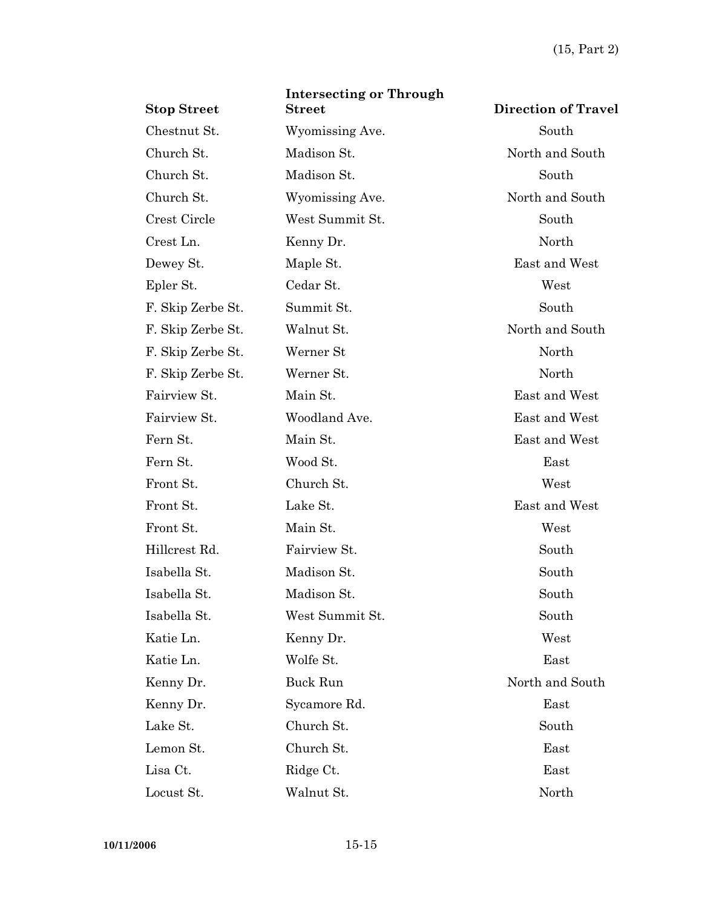| Stop Street | Intersecting or Through Street | Direction of Travel |
|---|---|---|
| Chestnut St. | Wyomissing Ave. | South |
| Church St. | Madison St. | North and South |
| Church St. | Madison St. | South |
| Church St. | Wyomissing Ave. | North and South |
| Crest Circle | West Summit St. | South |
| Crest Ln. | Kenny Dr. | North |
| Dewey St. | Maple St. | East and West |
| Epler St. | Cedar St. | West |
| F. Skip Zerbe St. | Summit St. | South |
| F. Skip Zerbe St. | Walnut St. | North and South |
| F. Skip Zerbe St. | Werner St | North |
| F. Skip Zerbe St. | Werner St. | North |
| Fairview St. | Main St. | East and West |
| Fairview St. | Woodland Ave. | East and West |
| Fern St. | Main St. | East and West |
| Fern St. | Wood St. | East |
| Front St. | Church St. | West |
| Front St. | Lake St. | East and West |
| Front St. | Main St. | West |
| Hillcrest Rd. | Fairview St. | South |
| Isabella St. | Madison St. | South |
| Isabella St. | Madison St. | South |
| Isabella St. | West Summit St. | South |
| Katie Ln. | Kenny Dr. | West |
| Katie Ln. | Wolfe St. | East |
| Kenny Dr. | Buck Run | North and South |
| Kenny Dr. | Sycamore Rd. | East |
| Lake St. | Church St. | South |
| Lemon St. | Church St. | East |
| Lisa Ct. | Ridge Ct. | East |
| Locust St. | Walnut St. | North |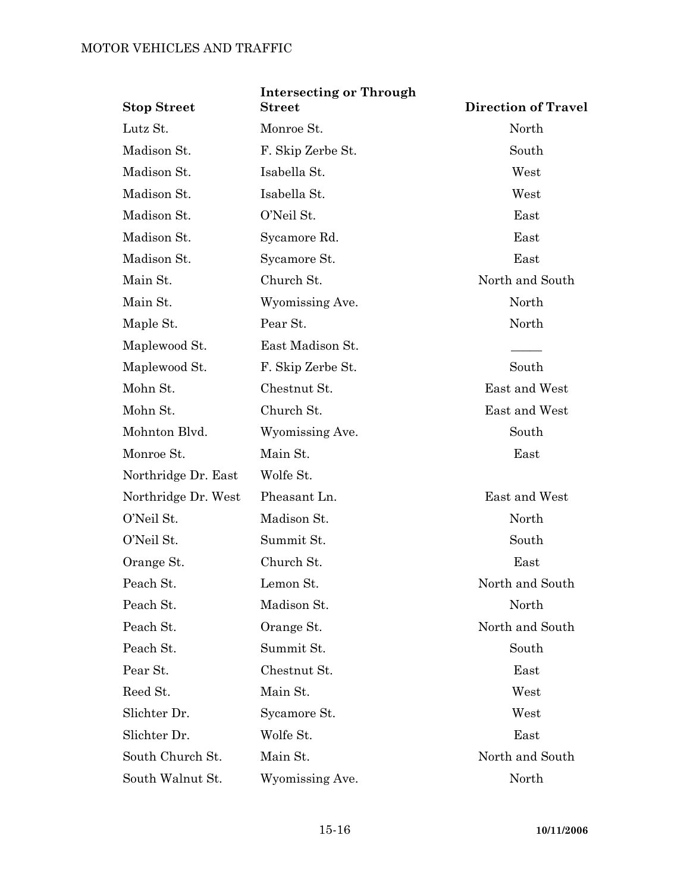| Stop Street | Intersecting or Through Street | Direction of Travel |
|---|---|---|
| Lutz St. | Monroe St. | North |
| Madison St. | F. Skip Zerbe St. | South |
| Madison St. | Isabella St. | West |
| Madison St. | Isabella St. | West |
| Madison St. | O'Neil St. | East |
| Madison St. | Sycamore Rd. | East |
| Madison St. | Sycamore St. | East |
| Main St. | Church St. | North and South |
| Main St. | Wyomissing Ave. | North |
| Maple St. | Pear St. | North |
| Maplewood St. | East Madison St. | _____ |
| Maplewood St. | F. Skip Zerbe St. | South |
| Mohn St. | Chestnut St. | East and West |
| Mohn St. | Church St. | East and West |
| Mohnton Blvd. | Wyomissing Ave. | South |
| Monroe St. | Main St. | East |
| Northridge Dr. East | Wolfe St. | |
| Northridge Dr. West | Pheasant Ln. | East and West |
| O'Neil St. | Madison St. | North |
| O'Neil St. | Summit St. | South |
| Orange St. | Church St. | East |
| Peach St. | Lemon St. | North and South |
| Peach St. | Madison St. | North |
| Peach St. | Orange St. | North and South |
| Peach St. | Summit St. | South |
| Pear St. | Chestnut St. | East |
| Reed St. | Main St. | West |
| Slichter Dr. | Sycamore St. | West |
| Slichter Dr. | Wolfe St. | East |
| South Church St. | Main St. | North and South |
| South Walnut St. | Wyomissing Ave. | North |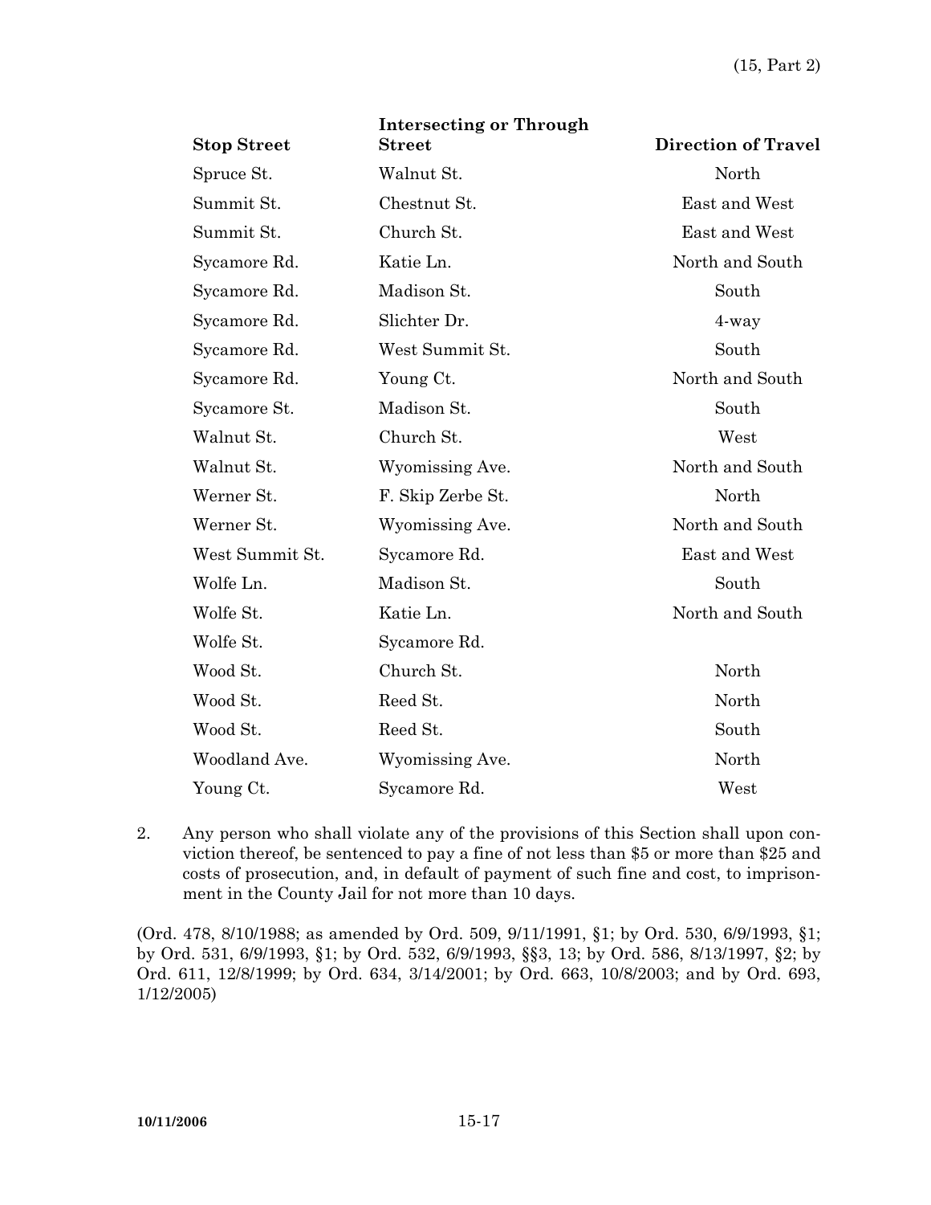| Stop Street | Intersecting or Through Street | Direction of Travel |
|---|---|---|
| Spruce St. | Walnut St. | North |
| Summit St. | Chestnut St. | East and West |
| Summit St. | Church St. | East and West |
| Sycamore Rd. | Katie Ln. | North and South |
| Sycamore Rd. | Madison St. | South |
| Sycamore Rd. | Slichter Dr. | 4-way |
| Sycamore Rd. | West Summit St. | South |
| Sycamore Rd. | Young Ct. | North and South |
| Sycamore St. | Madison St. | South |
| Walnut St. | Church St. | West |
| Walnut St. | Wyomissing Ave. | North and South |
| Werner St. | F. Skip Zerbe St. | North |
| Werner St. | Wyomissing Ave. | North and South |
| West Summit St. | Sycamore Rd. | East and West |
| Wolfe Ln. | Madison St. | South |
| Wolfe St. | Katie Ln. | North and South |
| Wolfe St. | Sycamore Rd. | |
| Wood St. | Church St. | North |
| Wood St. | Reed St. | North |
| Wood St. | Reed St. | South |
| Woodland Ave. | Wyomissing Ave. | North |
| Young Ct. | Sycamore Rd. | West |

2. Any person who shall violate any of the provisions of this Section shall upon conviction thereof, be sentenced to pay a fine of not less than $5 or more than $25 and costs of prosecution, and, in default of payment of such fine and cost, to imprisonment in the County Jail for not more than 10 days.

(Ord. 478, 8/10/1988; as amended by Ord. 509, 9/11/1991, §1; by Ord. 530, 6/9/1993, §1; by Ord. 531, 6/9/1993, §1; by Ord. 532, 6/9/1993, §§3, 13; by Ord. 586, 8/13/1997, §2; by Ord. 611, 12/8/1999; by Ord. 634, 3/14/2001; by Ord. 663, 10/8/2003; and by Ord. 693, 1/12/2005)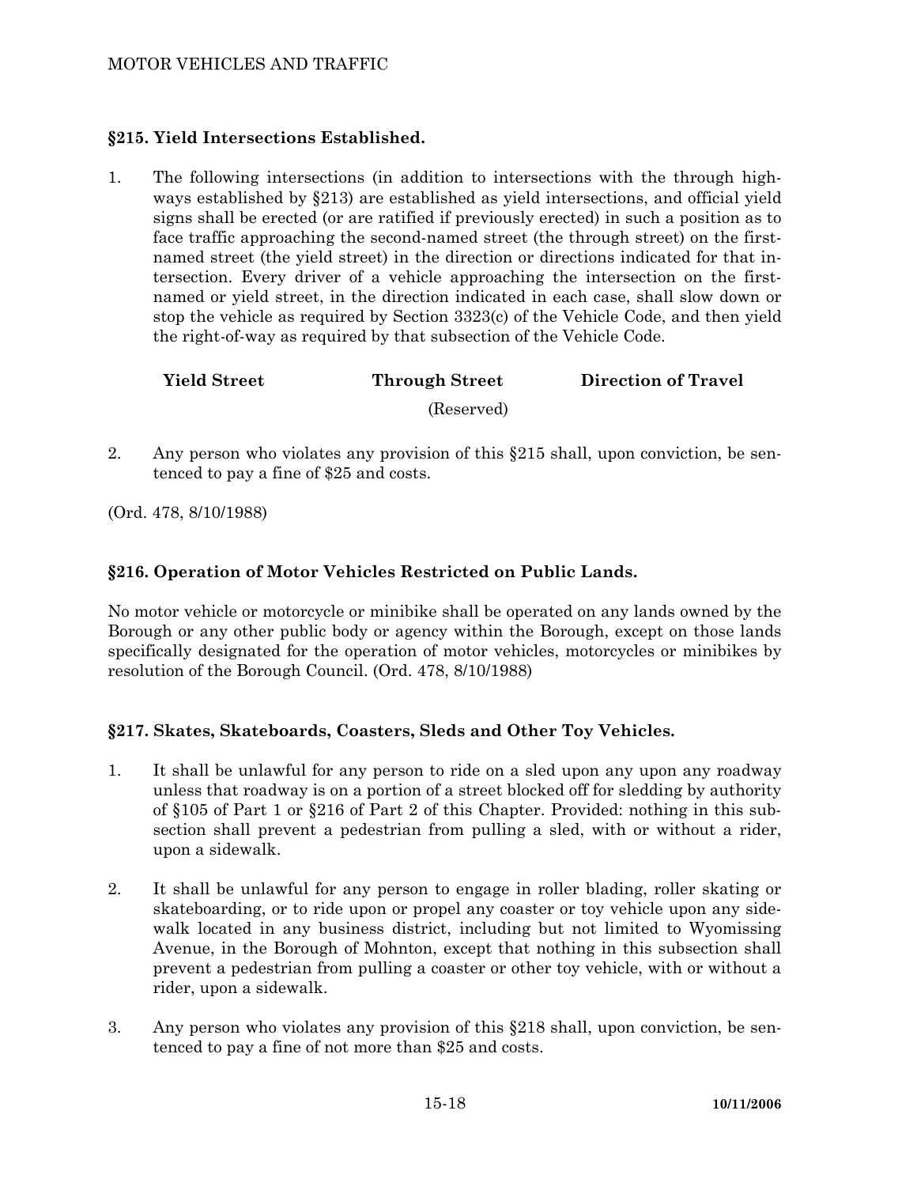### §215. Yield Intersections Established.

1. The following intersections (in addition to intersections with the through highways established by §213) are established as yield intersections, and official yield signs shall be erected (or are ratified if previously erected) in such a position as to face traffic approaching the second-named street (the through street) on the first-named street (the yield street) in the direction or directions indicated for that intersection. Every driver of a vehicle approaching the intersection on the first-named or yield street, in the direction indicated in each case, shall slow down or stop the vehicle as required by Section 3323(c) of the Vehicle Code, and then yield the right-of-way as required by that subsection of the Vehicle Code.

| Yield Street | Through Street | Direction of Travel |
|---|---|---|
| | (Reserved) | |

2. Any person who violates any provision of this §215 shall, upon conviction, be sentenced to pay a fine of $25 and costs.

(Ord. 478, 8/10/1988)

### §216. Operation of Motor Vehicles Restricted on Public Lands.

No motor vehicle or motorcycle or minibike shall be operated on any lands owned by the Borough or any other public body or agency within the Borough, except on those lands specifically designated for the operation of motor vehicles, motorcycles or minibikes by resolution of the Borough Council. (Ord. 478, 8/10/1988)

### §217. Skates, Skateboards, Coasters, Sleds and Other Toy Vehicles.

1. It shall be unlawful for any person to ride on a sled upon any upon any roadway unless that roadway is on a portion of a street blocked off for sledding by authority of §105 of Part 1 or §216 of Part 2 of this Chapter. Provided: nothing in this subsection shall prevent a pedestrian from pulling a sled, with or without a rider, upon a sidewalk.

2. It shall be unlawful for any person to engage in roller blading, roller skating or skateboarding, or to ride upon or propel any coaster or toy vehicle upon any sidewalk located in any business district, including but not limited to Wyomissing Avenue, in the Borough of Mohnton, except that nothing in this subsection shall prevent a pedestrian from pulling a coaster or other toy vehicle, with or without a rider, upon a sidewalk.

3. Any person who violates any provision of this §218 shall, upon conviction, be sentenced to pay a fine of not more than $25 and costs.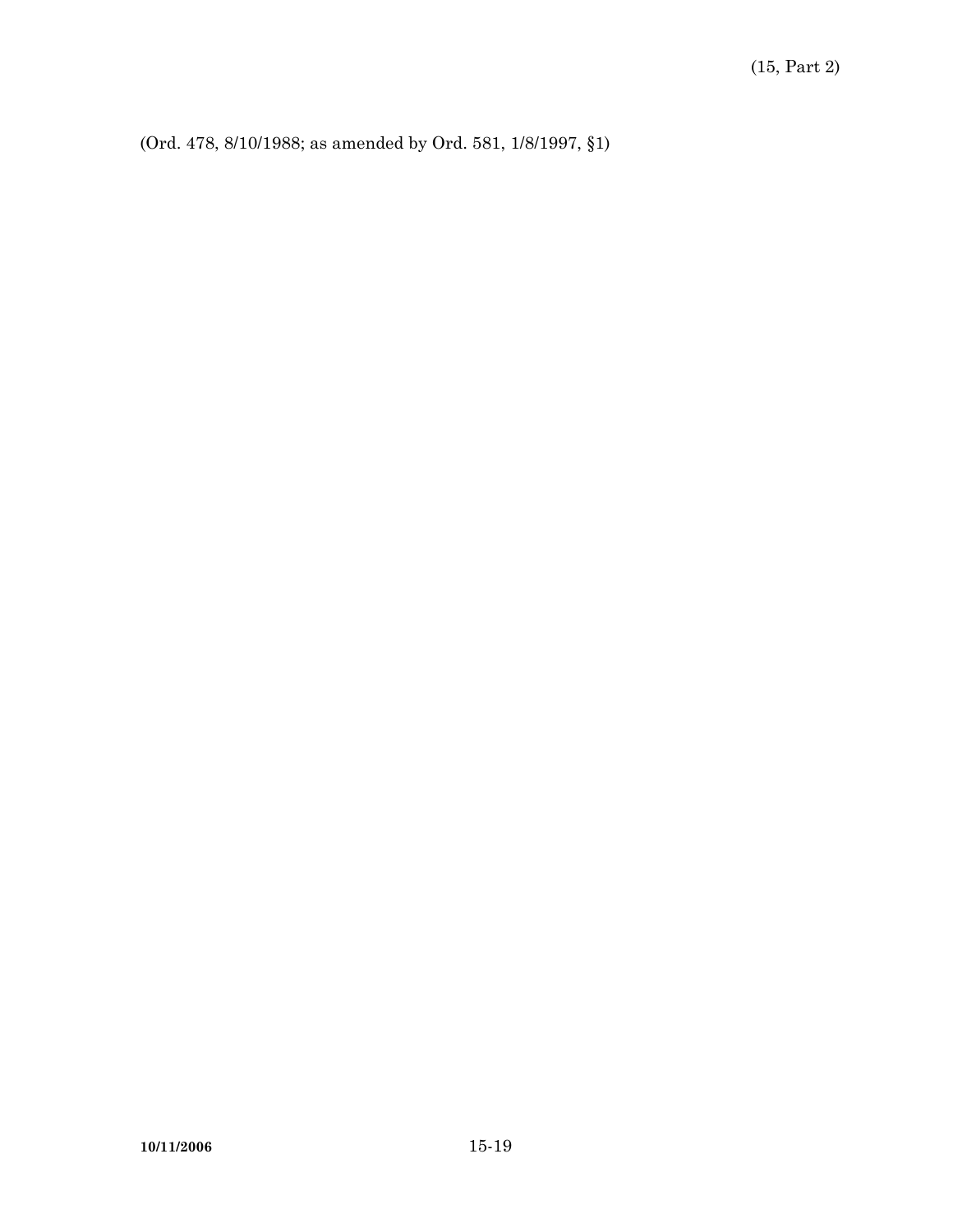(Ord. 478, 8/10/1988; as amended by Ord. 581, 1/8/1997, §1)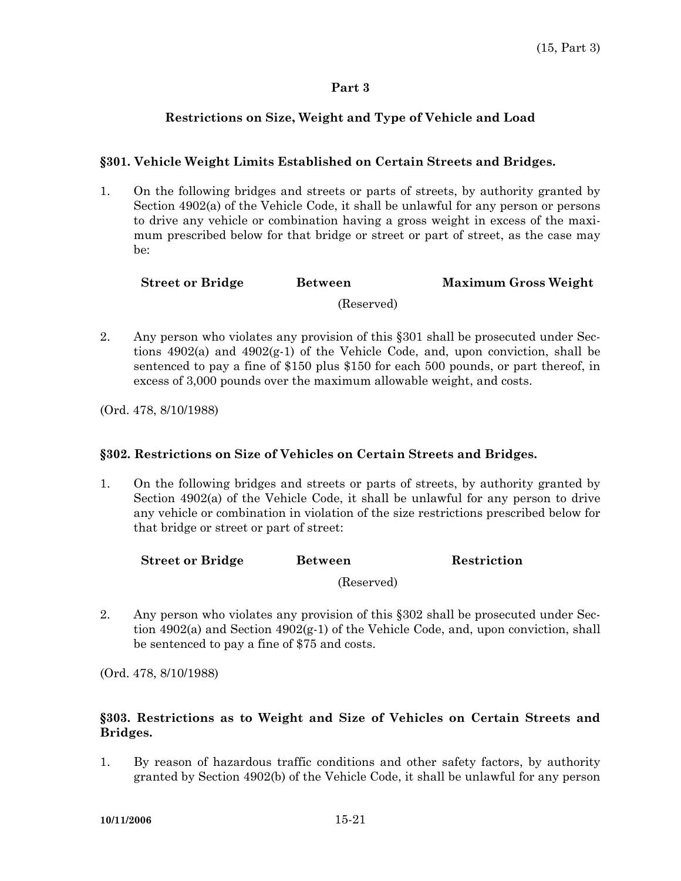## Part 3

### Restrictions on Size, Weight and Type of Vehicle and Load

#### §301. Vehicle Weight Limits Established on Certain Streets and Bridges.

1. On the following bridges and streets or parts of streets, by authority granted by Section 4902(a) of the Vehicle Code, it shall be unlawful for any person or persons to drive any vehicle or combination having a gross weight in excess of the maximum prescribed below for that bridge or street or part of street, as the case may be:

| Street or Bridge | Between | Maximum Gross Weight |
|---|---|---|
| | (Reserved) | |

2. Any person who violates any provision of this §301 shall be prosecuted under Sections 4902(a) and 4902(g-1) of the Vehicle Code, and, upon conviction, shall be sentenced to pay a fine of $150 plus $150 for each 500 pounds, or part thereof, in excess of 3,000 pounds over the maximum allowable weight, and costs.

(Ord. 478, 8/10/1988)

#### §302. Restrictions on Size of Vehicles on Certain Streets and Bridges.

1. On the following bridges and streets or parts of streets, by authority granted by Section 4902(a) of the Vehicle Code, it shall be unlawful for any person to drive any vehicle or combination in violation of the size restrictions prescribed below for that bridge or street or part of street:

| Street or Bridge | Between | Restriction |
|---|---|---|
| | (Reserved) | |

2. Any person who violates any provision of this §302 shall be prosecuted under Section 4902(a) and Section 4902(g-1) of the Vehicle Code, and, upon conviction, shall be sentenced to pay a fine of $75 and costs.

(Ord. 478, 8/10/1988)

#### §303. Restrictions as to Weight and Size of Vehicles on Certain Streets and Bridges.

1. By reason of hazardous traffic conditions and other safety factors, by authority granted by Section 4902(b) of the Vehicle Code, it shall be unlawful for any person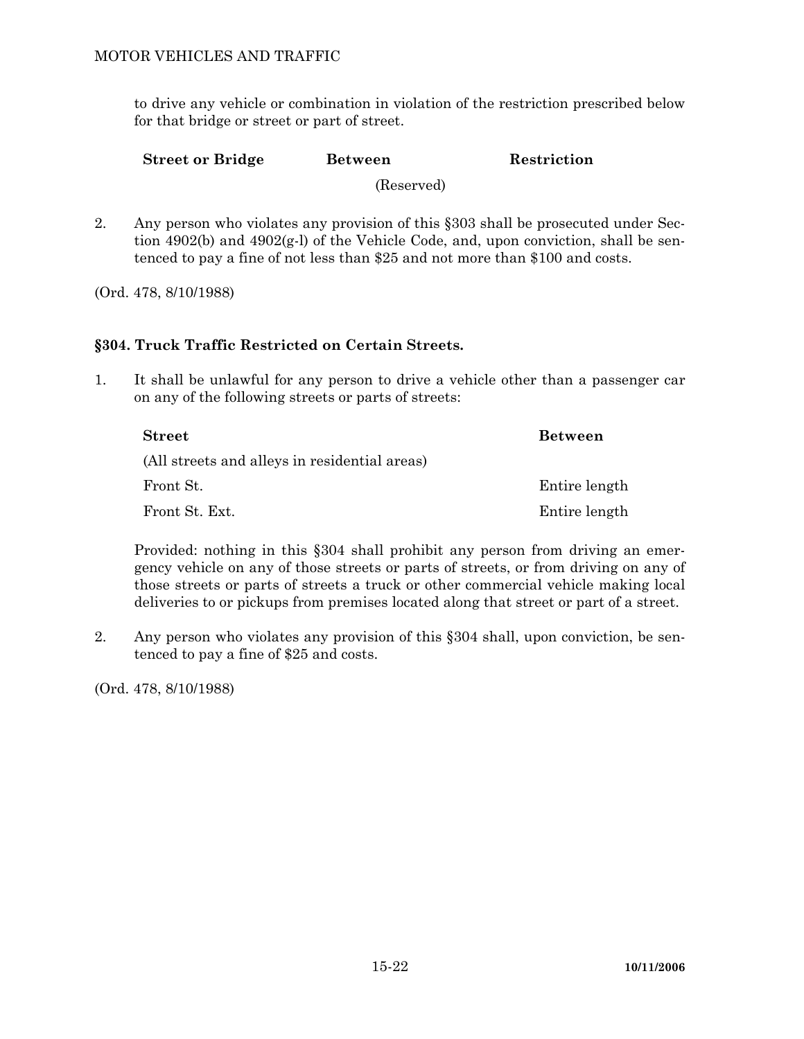to drive any vehicle or combination in violation of the restriction prescribed below for that bridge or street or part of street.

| Street or Bridge | Between | Restriction |
|---|---|---|
| | (Reserved) | |

2. Any person who violates any provision of this §303 shall be prosecuted under Section 4902(b) and 4902(g-l) of the Vehicle Code, and, upon conviction, shall be sentenced to pay a fine of not less than $25 and not more than $100 and costs.

(Ord. 478, 8/10/1988)

## §304. Truck Traffic Restricted on Certain Streets.

1. It shall be unlawful for any person to drive a vehicle other than a passenger car on any of the following streets or parts of streets:

| Street | Between |
|---|---|
| (All streets and alleys in residential areas) | |
| Front St. | Entire length |
| Front St. Ext. | Entire length |

   Provided: nothing in this §304 shall prohibit any person from driving an emergency vehicle on any of those streets or parts of streets, or from driving on any of those streets or parts of streets a truck or other commercial vehicle making local deliveries to or pickups from premises located along that street or part of a street.

2. Any person who violates any provision of this §304 shall, upon conviction, be sentenced to pay a fine of $25 and costs.

(Ord. 478, 8/10/1988)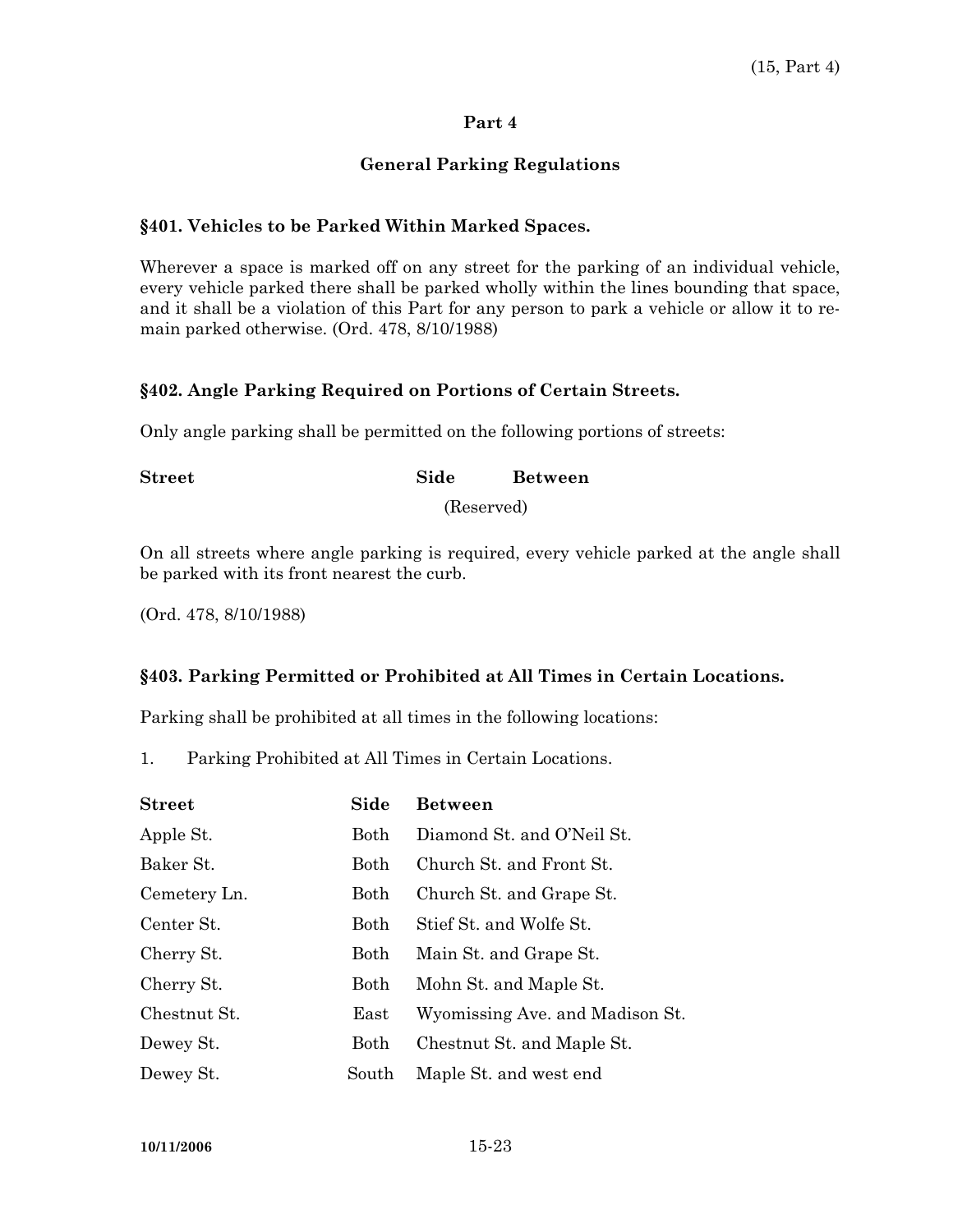## Part 4

## General Parking Regulations

### §401. Vehicles to be Parked Within Marked Spaces.

Wherever a space is marked off on any street for the parking of an individual vehicle, every vehicle parked there shall be parked wholly within the lines bounding that space, and it shall be a violation of this Part for any person to park a vehicle or allow it to remain parked otherwise. (Ord. 478, 8/10/1988)

### §402. Angle Parking Required on Portions of Certain Streets.

Only angle parking shall be permitted on the following portions of streets:

| Street | Side | Between |
|---|---|---|
| | | (Reserved) |

On all streets where angle parking is required, every vehicle parked at the angle shall be parked with its front nearest the curb.

(Ord. 478, 8/10/1988)

### §403. Parking Permitted or Prohibited at All Times in Certain Locations.

Parking shall be prohibited at all times in the following locations:

1. Parking Prohibited at All Times in Certain Locations.

| Street | Side | Between |
|---|---|---|
| Apple St. | Both | Diamond St. and O'Neil St. |
| Baker St. | Both | Church St. and Front St. |
| Cemetery Ln. | Both | Church St. and Grape St. |
| Center St. | Both | Stief St. and Wolfe St. |
| Cherry St. | Both | Main St. and Grape St. |
| Cherry St. | Both | Mohn St. and Maple St. |
| Chestnut St. | East | Wyomissing Ave. and Madison St. |
| Dewey St. | Both | Chestnut St. and Maple St. |
| Dewey St. | South | Maple St. and west end |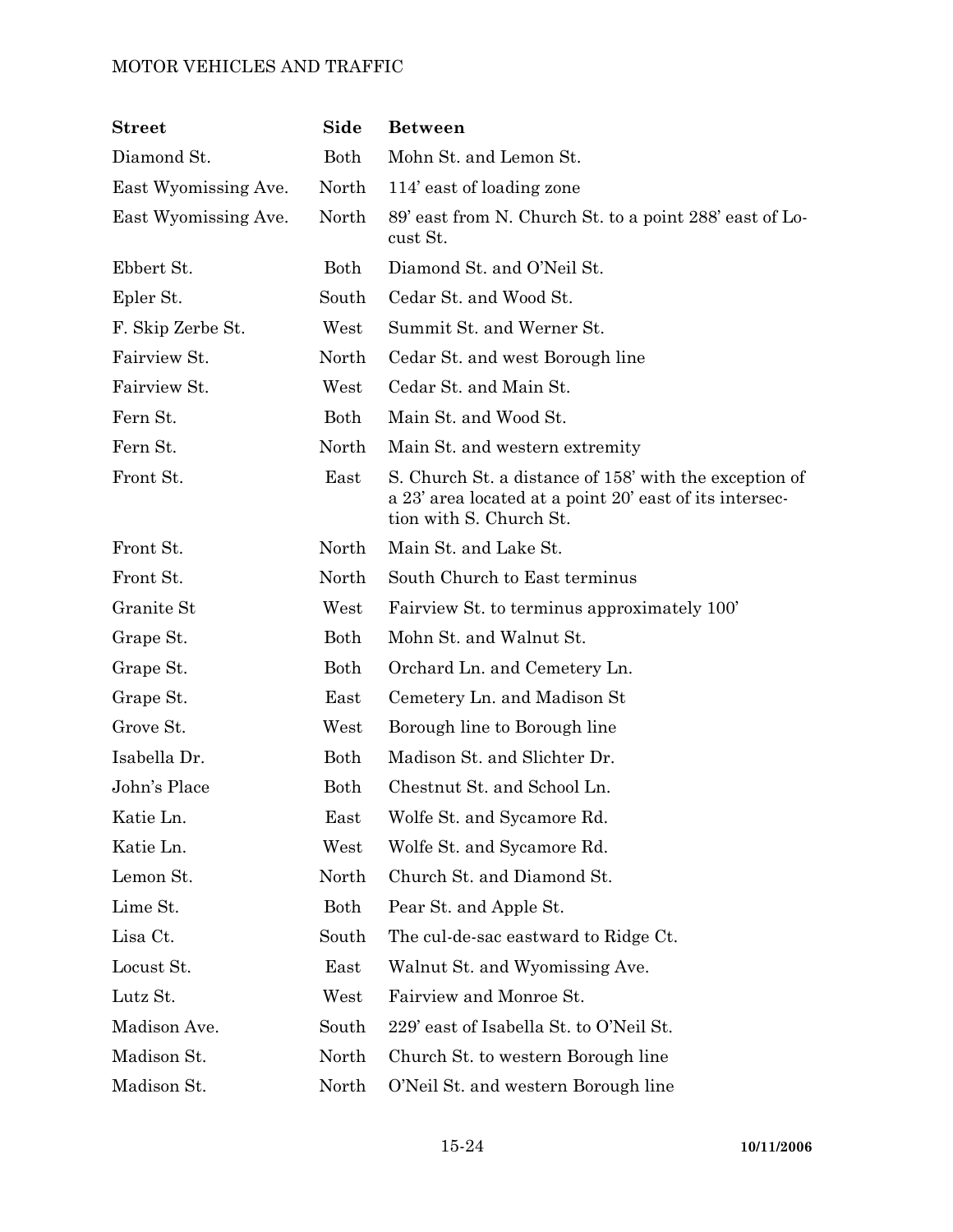| Street | Side | Between |
|---|---|---|
| Diamond St. | Both | Mohn St. and Lemon St. |
| East Wyomissing Ave. | North | 114' east of loading zone |
| East Wyomissing Ave. | North | 89' east from N. Church St. to a point 288' east of Locust St. |
| Ebbert St. | Both | Diamond St. and O'Neil St. |
| Epler St. | South | Cedar St. and Wood St. |
| F. Skip Zerbe St. | West | Summit St. and Werner St. |
| Fairview St. | North | Cedar St. and west Borough line |
| Fairview St. | West | Cedar St. and Main St. |
| Fern St. | Both | Main St. and Wood St. |
| Fern St. | North | Main St. and western extremity |
| Front St. | East | S. Church St. a distance of 158' with the exception of a 23' area located at a point 20' east of its intersection with S. Church St. |
| Front St. | North | Main St. and Lake St. |
| Front St. | North | South Church to East terminus |
| Granite St | West | Fairview St. to terminus approximately 100' |
| Grape St. | Both | Mohn St. and Walnut St. |
| Grape St. | Both | Orchard Ln. and Cemetery Ln. |
| Grape St. | East | Cemetery Ln. and Madison St |
| Grove St. | West | Borough line to Borough line |
| Isabella Dr. | Both | Madison St. and Slichter Dr. |
| John's Place | Both | Chestnut St. and School Ln. |
| Katie Ln. | East | Wolfe St. and Sycamore Rd. |
| Katie Ln. | West | Wolfe St. and Sycamore Rd. |
| Lemon St. | North | Church St. and Diamond St. |
| Lime St. | Both | Pear St. and Apple St. |
| Lisa Ct. | South | The cul-de-sac eastward to Ridge Ct. |
| Locust St. | East | Walnut St. and Wyomissing Ave. |
| Lutz St. | West | Fairview and Monroe St. |
| Madison Ave. | South | 229' east of Isabella St. to O'Neil St. |
| Madison St. | North | Church St. to western Borough line |
| Madison St. | North | O'Neil St. and western Borough line |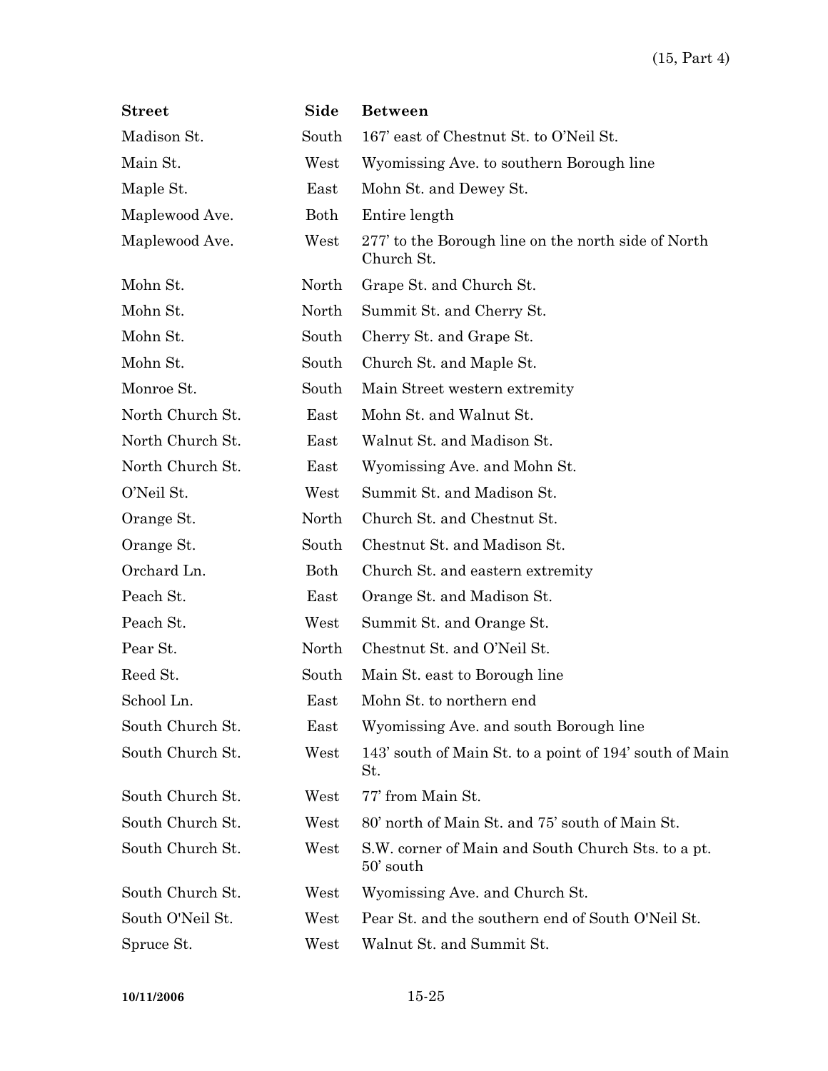| Street | Side | Between |
|---|---|---|
| Madison St. | South | 167' east of Chestnut St. to O'Neil St. |
| Main St. | West | Wyomissing Ave. to southern Borough line |
| Maple St. | East | Mohn St. and Dewey St. |
| Maplewood Ave. | Both | Entire length |
| Maplewood Ave. | West | 277' to the Borough line on the north side of North Church St. |
| Mohn St. | North | Grape St. and Church St. |
| Mohn St. | North | Summit St. and Cherry St. |
| Mohn St. | South | Cherry St. and Grape St. |
| Mohn St. | South | Church St. and Maple St. |
| Monroe St. | South | Main Street western extremity |
| North Church St. | East | Mohn St. and Walnut St. |
| North Church St. | East | Walnut St. and Madison St. |
| North Church St. | East | Wyomissing Ave. and Mohn St. |
| O'Neil St. | West | Summit St. and Madison St. |
| Orange St. | North | Church St. and Chestnut St. |
| Orange St. | South | Chestnut St. and Madison St. |
| Orchard Ln. | Both | Church St. and eastern extremity |
| Peach St. | East | Orange St. and Madison St. |
| Peach St. | West | Summit St. and Orange St. |
| Pear St. | North | Chestnut St. and O'Neil St. |
| Reed St. | South | Main St. east to Borough line |
| School Ln. | East | Mohn St. to northern end |
| South Church St. | East | Wyomissing Ave. and south Borough line |
| South Church St. | West | 143' south of Main St. to a point of 194' south of Main St. |
| South Church St. | West | 77' from Main St. |
| South Church St. | West | 80' north of Main St. and 75' south of Main St. |
| South Church St. | West | S.W. corner of Main and South Church Sts. to a pt. 50' south |
| South Church St. | West | Wyomissing Ave. and Church St. |
| South O'Neil St. | West | Pear St. and the southern end of South O'Neil St. |
| Spruce St. | West | Walnut St. and Summit St. |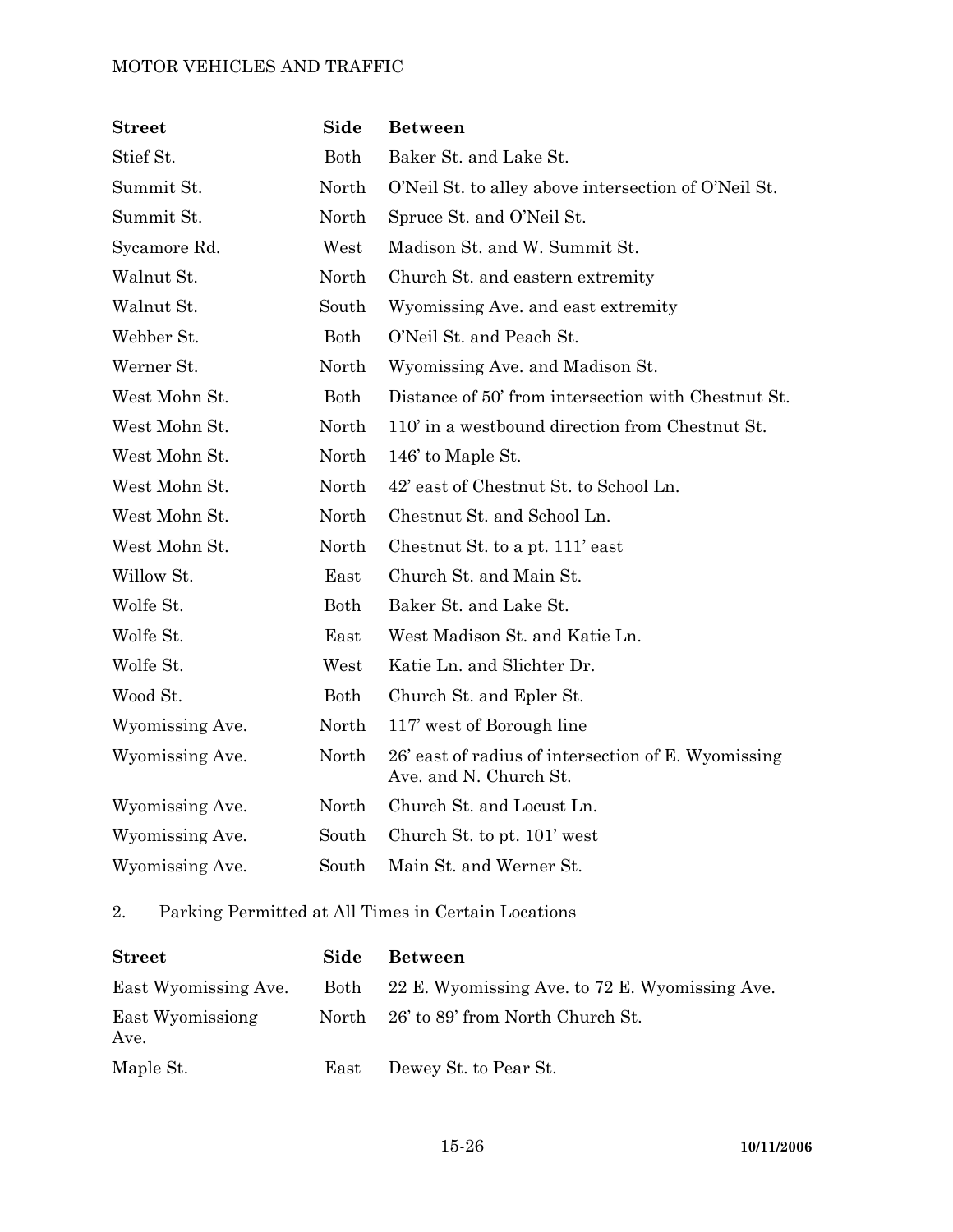| Street | Side | Between |
|---|---|---|
| Stief St. | Both | Baker St. and Lake St. |
| Summit St. | North | O'Neil St. to alley above intersection of O'Neil St. |
| Summit St. | North | Spruce St. and O'Neil St. |
| Sycamore Rd. | West | Madison St. and W. Summit St. |
| Walnut St. | North | Church St. and eastern extremity |
| Walnut St. | South | Wyomissing Ave. and east extremity |
| Webber St. | Both | O'Neil St. and Peach St. |
| Werner St. | North | Wyomissing Ave. and Madison St. |
| West Mohn St. | Both | Distance of 50' from intersection with Chestnut St. |
| West Mohn St. | North | 110' in a westbound direction from Chestnut St. |
| West Mohn St. | North | 146' to Maple St. |
| West Mohn St. | North | 42' east of Chestnut St. to School Ln. |
| West Mohn St. | North | Chestnut St. and School Ln. |
| West Mohn St. | North | Chestnut St. to a pt. 111' east |
| Willow St. | East | Church St. and Main St. |
| Wolfe St. | Both | Baker St. and Lake St. |
| Wolfe St. | East | West Madison St. and Katie Ln. |
| Wolfe St. | West | Katie Ln. and Slichter Dr. |
| Wood St. | Both | Church St. and Epler St. |
| Wyomissing Ave. | North | 117' west of Borough line |
| Wyomissing Ave. | North | 26' east of radius of intersection of E. Wyomissing Ave. and N. Church St. |
| Wyomissing Ave. | North | Church St. and Locust Ln. |
| Wyomissing Ave. | South | Church St. to pt. 101' west |
| Wyomissing Ave. | South | Main St. and Werner St. |

2. Parking Permitted at All Times in Certain Locations

| Street | Side | Between |
|---|---|---|
| East Wyomissing Ave. | Both | 22 E. Wyomissing Ave. to 72 E. Wyomissing Ave. |
| East Wyomissiong Ave. | North | 26' to 89' from North Church St. |
| Maple St. | East | Dewey St. to Pear St. |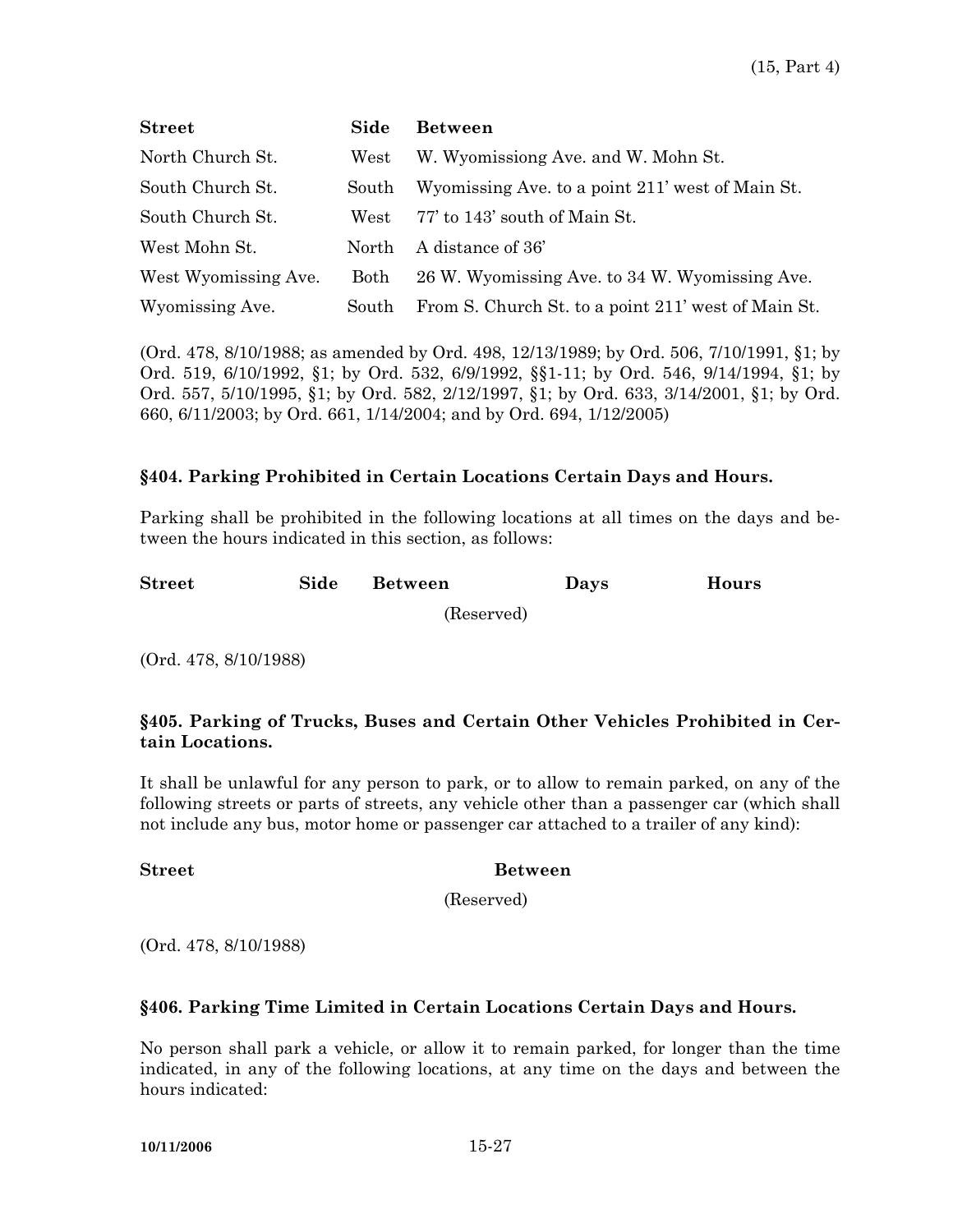| Street | Side | Between |
|---|---|---|
| North Church St. | West | W. Wyomissiong Ave. and W. Mohn St. |
| South Church St. | South | Wyomissing Ave. to a point 211' west of Main St. |
| South Church St. | West | 77' to 143' south of Main St. |
| West Mohn St. | North | A distance of 36' |
| West Wyomissing Ave. | Both | 26 W. Wyomissing Ave. to 34 W. Wyomissing Ave. |
| Wyomissing Ave. | South | From S. Church St. to a point 211' west of Main St. |

(Ord. 478, 8/10/1988; as amended by Ord. 498, 12/13/1989; by Ord. 506, 7/10/1991, §1; by Ord. 519, 6/10/1992, §1; by Ord. 532, 6/9/1992, §§1-11; by Ord. 546, 9/14/1994, §1; by Ord. 557, 5/10/1995, §1; by Ord. 582, 2/12/1997, §1; by Ord. 633, 3/14/2001, §1; by Ord. 660, 6/11/2003; by Ord. 661, 1/14/2004; and by Ord. 694, 1/12/2005)

### §404. Parking Prohibited in Certain Locations Certain Days and Hours.

Parking shall be prohibited in the following locations at all times on the days and between the hours indicated in this section, as follows:

| Street | Side | Between | Days | Hours |
|---|---|---|---|---|
| | | (Reserved) | | |

(Ord. 478, 8/10/1988)

### §405. Parking of Trucks, Buses and Certain Other Vehicles Prohibited in Certain Locations.

It shall be unlawful for any person to park, or to allow to remain parked, on any of the following streets or parts of streets, any vehicle other than a passenger car (which shall not include any bus, motor home or passenger car attached to a trailer of any kind):

| Street | Between |
|---|---|
| | (Reserved) |

(Ord. 478, 8/10/1988)

### §406. Parking Time Limited in Certain Locations Certain Days and Hours.

No person shall park a vehicle, or allow it to remain parked, for longer than the time indicated, in any of the following locations, at any time on the days and between the hours indicated: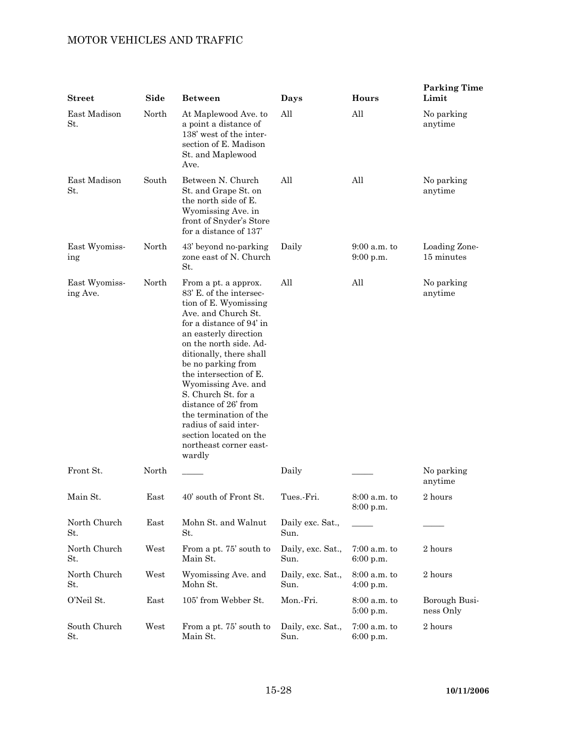| Street | Side | Between | Days | Hours | Parking Time Limit |
|---|---|---|---|---|---|
| East Madison St. | North | At Maplewood Ave. to a point a distance of 138' west of the intersection of E. Madison St. and Maplewood Ave. | All | All | No parking anytime |
| East Madison St. | South | Between N. Church St. and Grape St. on the north side of E. Wyomissing Ave. in front of Snyder's Store for a distance of 137' | All | All | No parking anytime |
| East Wyomissing | North | 43' beyond no-parking zone east of N. Church St. | Daily | 9:00 a.m. to 9:00 p.m. | Loading Zone-15 minutes |
| East Wyomissing Ave. | North | From a pt. a approx. 83' E. of the intersection of E. Wyomissing Ave. and Church St. for a distance of 94' in an easterly direction on the north side. Additionally, there shall be no parking from the intersection of E. Wyomissing Ave. and S. Church St. for a distance of 26' from the termination of the radius of said intersection located on the northeast corner eastwardly | All | All | No parking anytime |
| Front St. | North | _____ | Daily | _____ | No parking anytime |
| Main St. | East | 40' south of Front St. | Tues.-Fri. | 8:00 a.m. to 8:00 p.m. | 2 hours |
| North Church St. | East | Mohn St. and Walnut St. | Daily exc. Sat., Sun. | _____ | _____ |
| North Church St. | West | From a pt. 75' south to Main St. | Daily, exc. Sat., Sun. | 7:00 a.m. to 6:00 p.m. | 2 hours |
| North Church St. | West | Wyomissing Ave. and Mohn St. | Daily, exc. Sat., Sun. | 8:00 a.m. to 4:00 p.m. | 2 hours |
| O'Neil St. | East | 105' from Webber St. | Mon.-Fri. | 8:00 a.m. to 5:00 p.m. | Borough Business Only |
| South Church St. | West | From a pt. 75' south to Main St. | Daily, exc. Sat., Sun. | 7:00 a.m. to 6:00 p.m. | 2 hours |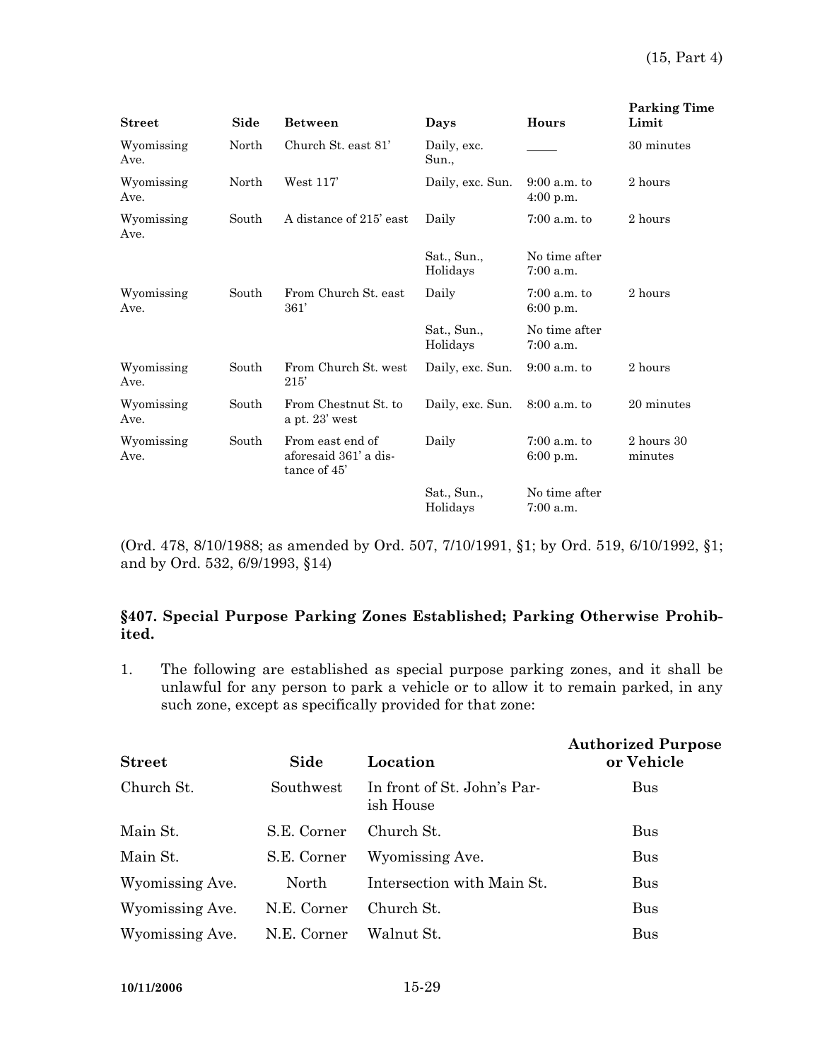| Street | Side | Between | Days | Hours | Parking Time Limit |
|---|---|---|---|---|---|
| Wyomissing Ave. | North | Church St. east 81' | Daily, exc. Sun., | _____ | 30 minutes |
| Wyomissing Ave. | North | West 117' | Daily, exc. Sun. | 9:00 a.m. to 4:00 p.m. | 2 hours |
| Wyomissing Ave. | South | A distance of 215' east | Daily | 7:00 a.m. to | 2 hours |
| | | | Sat., Sun., Holidays | No time after 7:00 a.m. | |
| Wyomissing Ave. | South | From Church St. east 361' | Daily | 7:00 a.m. to 6:00 p.m. | 2 hours |
| | | | Sat., Sun., Holidays | No time after 7:00 a.m. | |
| Wyomissing Ave. | South | From Church St. west 215' | Daily, exc. Sun. | 9:00 a.m. to | 2 hours |
| Wyomissing Ave. | South | From Chestnut St. to a pt. 23' west | Daily, exc. Sun. | 8:00 a.m. to | 20 minutes |
| Wyomissing Ave. | South | From east end of aforesaid 361' a distance of 45' | Daily | 7:00 a.m. to 6:00 p.m. | 2 hours 30 minutes |
| | | | Sat., Sun., Holidays | No time after 7:00 a.m. | |

(Ord. 478, 8/10/1988; as amended by Ord. 507, 7/10/1991, §1; by Ord. 519, 6/10/1992, §1; and by Ord. 532, 6/9/1993, §14)

### §407. Special Purpose Parking Zones Established; Parking Otherwise Prohibited.

1. The following are established as special purpose parking zones, and it shall be unlawful for any person to park a vehicle or to allow it to remain parked, in any such zone, except as specifically provided for that zone:

| Street | Side | Location | Authorized Purpose or Vehicle |
|---|---|---|---|
| Church St. | Southwest | In front of St. John's Parish House | Bus |
| Main St. | S.E. Corner | Church St. | Bus |
| Main St. | S.E. Corner | Wyomissing Ave. | Bus |
| Wyomissing Ave. | North | Intersection with Main St. | Bus |
| Wyomissing Ave. | N.E. Corner | Church St. | Bus |
| Wyomissing Ave. | N.E. Corner | Walnut St. | Bus |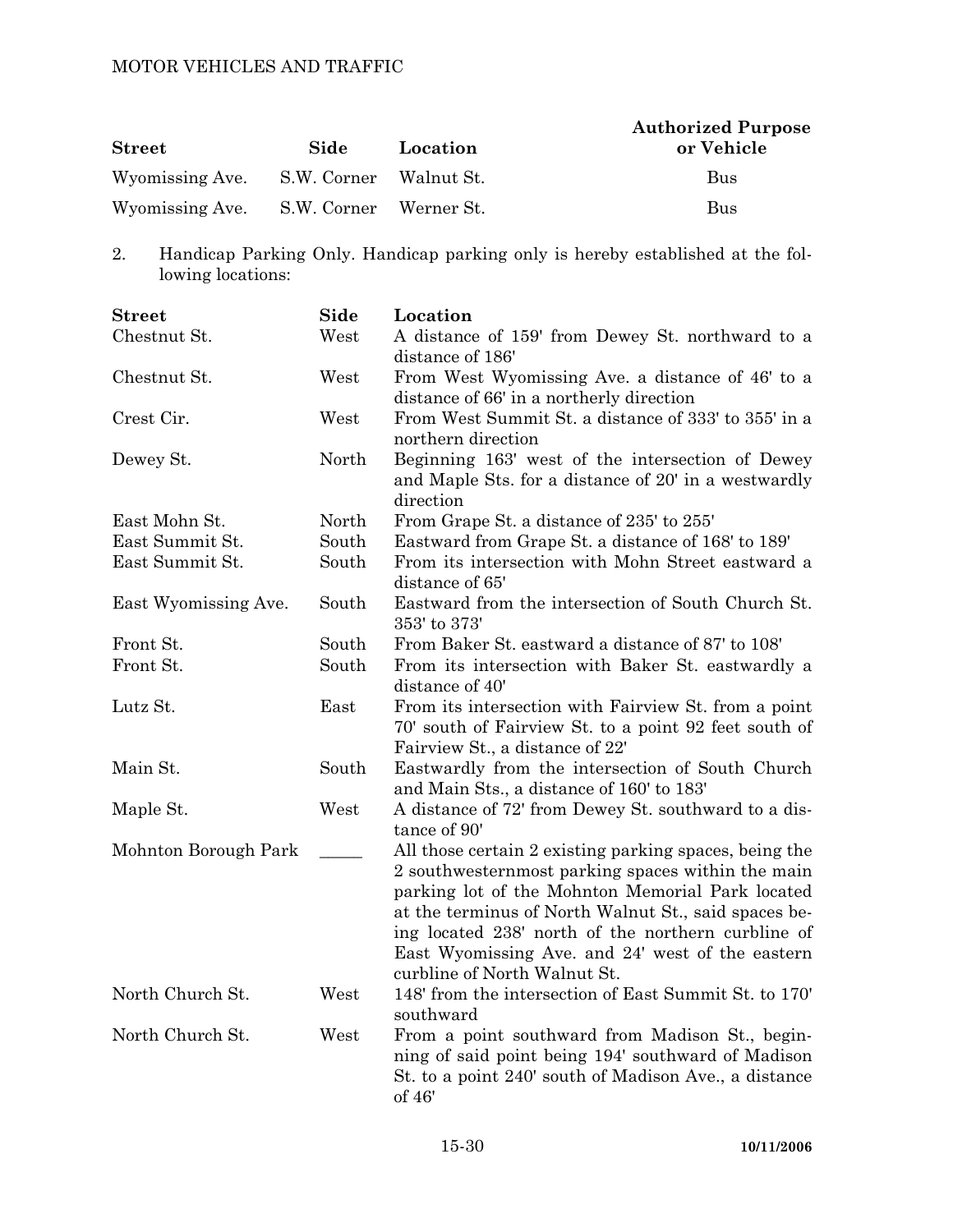| Street | Side | Location | Authorized Purpose or Vehicle |
|---|---|---|---|
| Wyomissing Ave. | S.W. Corner | Walnut St. | Bus |
| Wyomissing Ave. | S.W. Corner | Werner St. | Bus |

2. Handicap Parking Only. Handicap parking only is hereby established at the following locations:

| Street | Side | Location |
|---|---|---|
| Chestnut St. | West | A distance of 159' from Dewey St. northward to a distance of 186' |
| Chestnut St. | West | From West Wyomissing Ave. a distance of 46' to a distance of 66' in a northerly direction |
| Crest Cir. | West | From West Summit St. a distance of 333' to 355' in a northern direction |
| Dewey St. | North | Beginning 163' west of the intersection of Dewey and Maple Sts. for a distance of 20' in a westwardly direction |
| East Mohn St. | North | From Grape St. a distance of 235' to 255' |
| East Summit St. | South | Eastward from Grape St. a distance of 168' to 189' |
| East Summit St. | South | From its intersection with Mohn Street eastward a distance of 65' |
| East Wyomissing Ave. | South | Eastward from the intersection of South Church St. 353' to 373' |
| Front St. | South | From Baker St. eastward a distance of 87' to 108' |
| Front St. | South | From its intersection with Baker St. eastwardly a distance of 40' |
| Lutz St. | East | From its intersection with Fairview St. from a point 70' south of Fairview St. to a point 92 feet south of Fairview St., a distance of 22' |
| Main St. | South | Eastwardly from the intersection of South Church and Main Sts., a distance of 160' to 183' |
| Maple St. | West | A distance of 72' from Dewey St. southward to a distance of 90' |
| Mohnton Borough Park | _____ | All those certain 2 existing parking spaces, being the 2 southwesternmost parking spaces within the main parking lot of the Mohnton Memorial Park located at the terminus of North Walnut St., said spaces being located 238' north of the northern curbline of East Wyomissing Ave. and 24' west of the eastern curbline of North Walnut St. |
| North Church St. | West | 148' from the intersection of East Summit St. to 170' southward |
| North Church St. | West | From a point southward from Madison St., beginning of said point being 194' southward of Madison St. to a point 240' south of Madison Ave., a distance of 46' |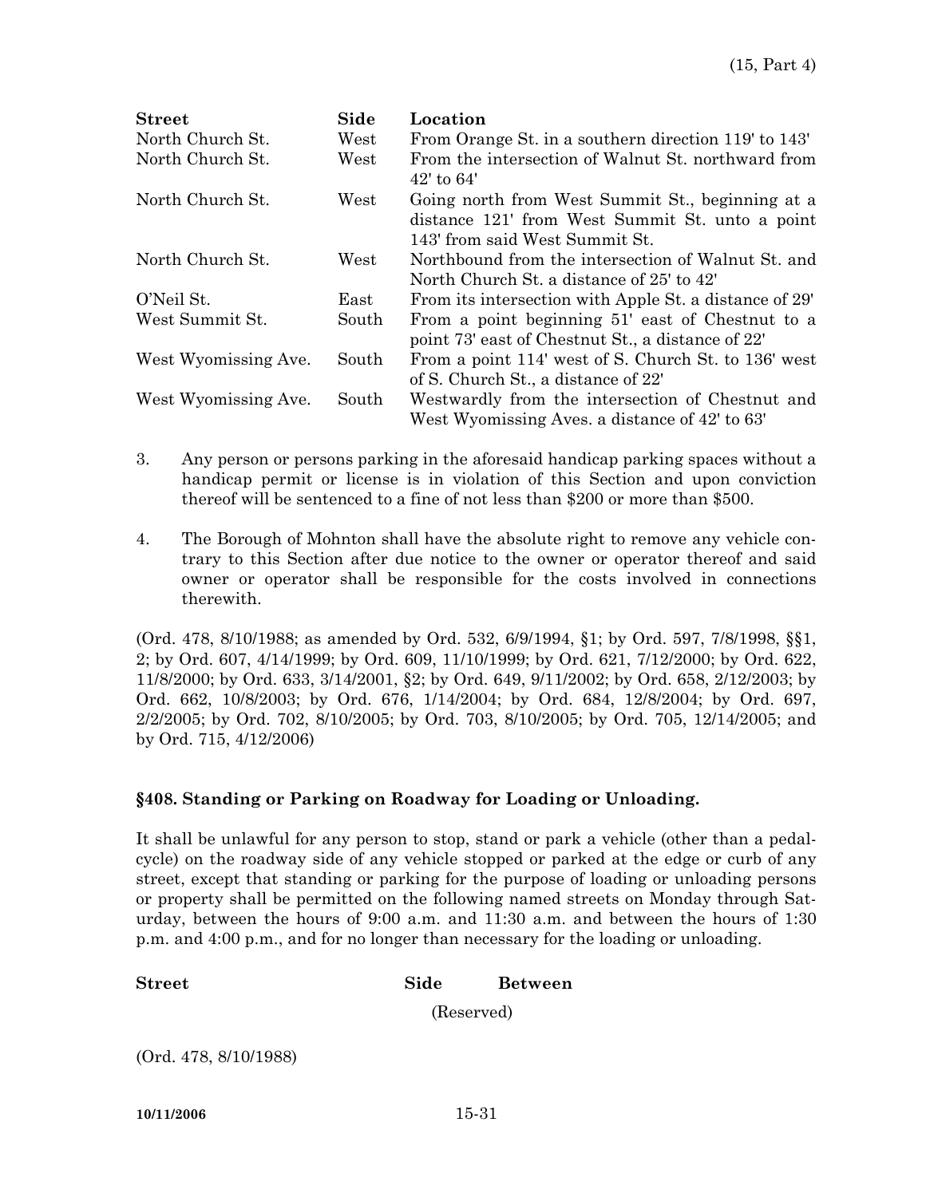| Street | Side | Location |
|---|---|---|
| North Church St. | West | From Orange St. in a southern direction 119' to 143' |
| North Church St. | West | From the intersection of Walnut St. northward from 42' to 64' |
| North Church St. | West | Going north from West Summit St., beginning at a distance 121' from West Summit St. unto a point 143' from said West Summit St. |
| North Church St. | West | Northbound from the intersection of Walnut St. and North Church St. a distance of 25' to 42' |
| O'Neil St. | East | From its intersection with Apple St. a distance of 29' |
| West Summit St. | South | From a point beginning 51' east of Chestnut to a point 73' east of Chestnut St., a distance of 22' |
| West Wyomissing Ave. | South | From a point 114' west of S. Church St. to 136' west of S. Church St., a distance of 22' |
| West Wyomissing Ave. | South | Westwardly from the intersection of Chestnut and West Wyomissing Aves. a distance of 42' to 63' |

3. Any person or persons parking in the aforesaid handicap parking spaces without a handicap permit or license is in violation of this Section and upon conviction thereof will be sentenced to a fine of not less than $200 or more than $500.

4. The Borough of Mohnton shall have the absolute right to remove any vehicle contrary to this Section after due notice to the owner or operator thereof and said owner or operator shall be responsible for the costs involved in connections therewith.

(Ord. 478, 8/10/1988; as amended by Ord. 532, 6/9/1994, §1; by Ord. 597, 7/8/1998, §§1, 2; by Ord. 607, 4/14/1999; by Ord. 609, 11/10/1999; by Ord. 621, 7/12/2000; by Ord. 622, 11/8/2000; by Ord. 633, 3/14/2001, §2; by Ord. 649, 9/11/2002; by Ord. 658, 2/12/2003; by Ord. 662, 10/8/2003; by Ord. 676, 1/14/2004; by Ord. 684, 12/8/2004; by Ord. 697, 2/2/2005; by Ord. 702, 8/10/2005; by Ord. 703, 8/10/2005; by Ord. 705, 12/14/2005; and by Ord. 715, 4/12/2006)

### §408. Standing or Parking on Roadway for Loading or Unloading.

It shall be unlawful for any person to stop, stand or park a vehicle (other than a pedalcycle) on the roadway side of any vehicle stopped or parked at the edge or curb of any street, except that standing or parking for the purpose of loading or unloading persons or property shall be permitted on the following named streets on Monday through Saturday, between the hours of 9:00 a.m. and 11:30 a.m. and between the hours of 1:30 p.m. and 4:00 p.m., and for no longer than necessary for the loading or unloading.

| Street | Side | Between |
|---|---|---|
| | (Reserved) | |

(Ord. 478, 8/10/1988)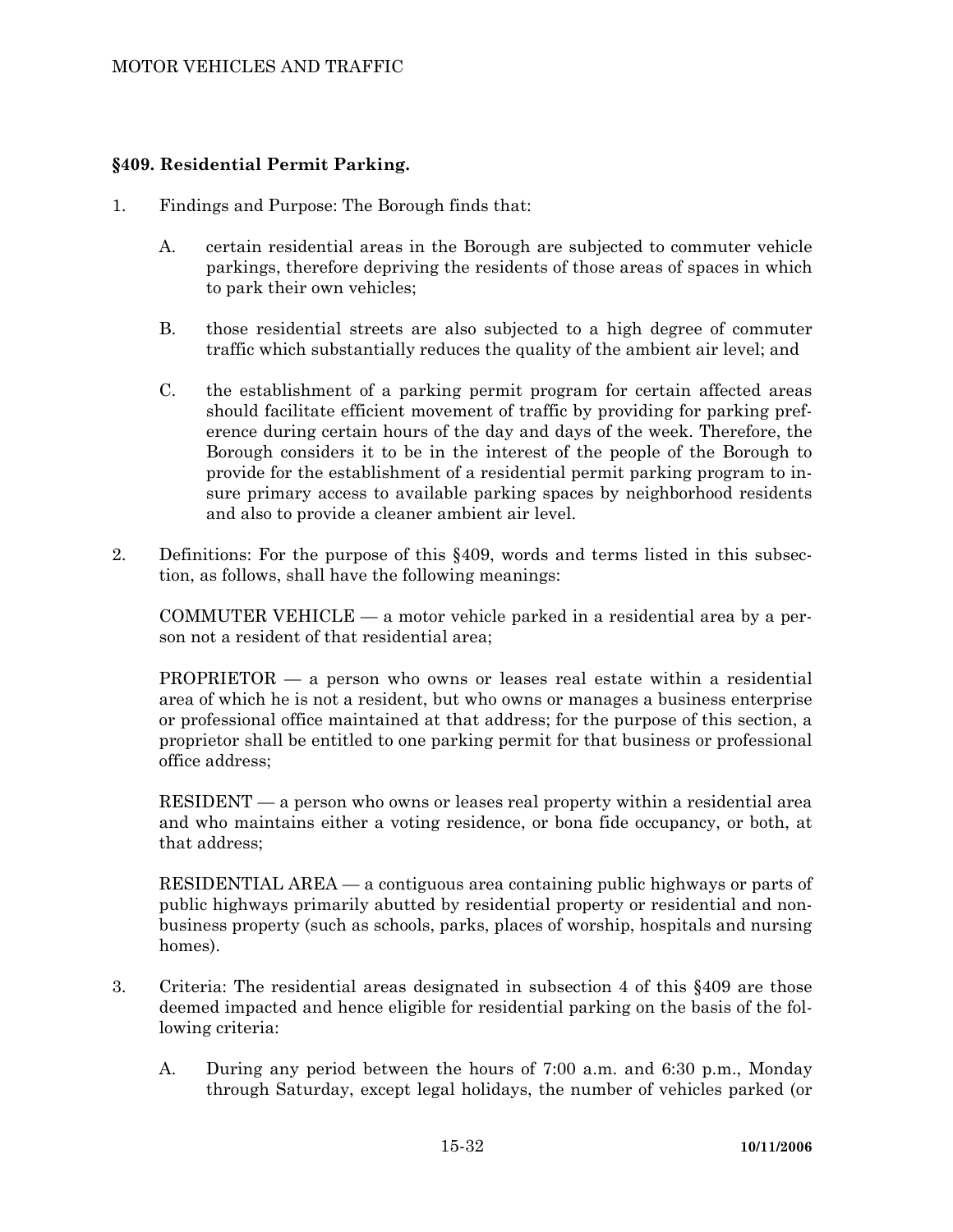## §409. Residential Permit Parking.

1. Findings and Purpose: The Borough finds that:

   A. certain residential areas in the Borough are subjected to commuter vehicle parkings, therefore depriving the residents of those areas of spaces in which to park their own vehicles;

   B. those residential streets are also subjected to a high degree of commuter traffic which substantially reduces the quality of the ambient air level; and

   C. the establishment of a parking permit program for certain affected areas should facilitate efficient movement of traffic by providing for parking preference during certain hours of the day and days of the week. Therefore, the Borough considers it to be in the interest of the people of the Borough to provide for the establishment of a residential permit parking program to insure primary access to available parking spaces by neighborhood residents and also to provide a cleaner ambient air level.

2. Definitions: For the purpose of this §409, words and terms listed in this subsection, as follows, shall have the following meanings:

   COMMUTER VEHICLE — a motor vehicle parked in a residential area by a person not a resident of that residential area;

   PROPRIETOR — a person who owns or leases real estate within a residential area of which he is not a resident, but who owns or manages a business enterprise or professional office maintained at that address; for the purpose of this section, a proprietor shall be entitled to one parking permit for that business or professional office address;

   RESIDENT — a person who owns or leases real property within a residential area and who maintains either a voting residence, or bona fide occupancy, or both, at that address;

   RESIDENTIAL AREA — a contiguous area containing public highways or parts of public highways primarily abutted by residential property or residential and non-business property (such as schools, parks, places of worship, hospitals and nursing homes).

3. Criteria: The residential areas designated in subsection 4 of this §409 are those deemed impacted and hence eligible for residential parking on the basis of the following criteria:

   A. During any period between the hours of 7:00 a.m. and 6:30 p.m., Monday through Saturday, except legal holidays, the number of vehicles parked (or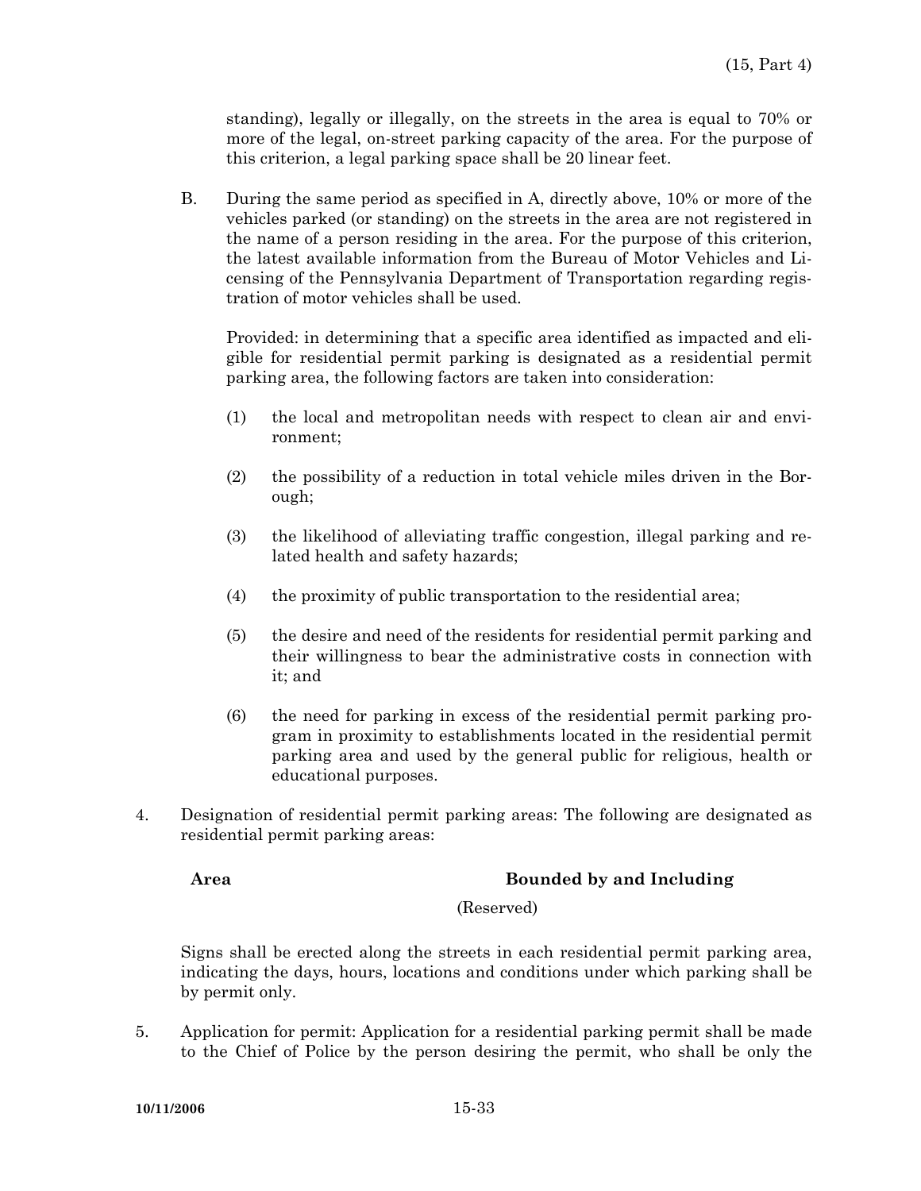standing), legally or illegally, on the streets in the area is equal to 70% or more of the legal, on-street parking capacity of the area. For the purpose of this criterion, a legal parking space shall be 20 linear feet.

B. During the same period as specified in A, directly above, 10% or more of the vehicles parked (or standing) on the streets in the area are not registered in the name of a person residing in the area. For the purpose of this criterion, the latest available information from the Bureau of Motor Vehicles and Licensing of the Pennsylvania Department of Transportation regarding registration of motor vehicles shall be used.

Provided: in determining that a specific area identified as impacted and eligible for residential permit parking is designated as a residential permit parking area, the following factors are taken into consideration:

(1) the local and metropolitan needs with respect to clean air and environment;

(2) the possibility of a reduction in total vehicle miles driven in the Borough;

(3) the likelihood of alleviating traffic congestion, illegal parking and related health and safety hazards;

(4) the proximity of public transportation to the residential area;

(5) the desire and need of the residents for residential permit parking and their willingness to bear the administrative costs in connection with it; and

(6) the need for parking in excess of the residential permit parking program in proximity to establishments located in the residential permit parking area and used by the general public for religious, health or educational purposes.

4. Designation of residential permit parking areas: The following are designated as residential permit parking areas:

| Area | Bounded by and Including |
|---|---|
| | (Reserved) |

Signs shall be erected along the streets in each residential permit parking area, indicating the days, hours, locations and conditions under which parking shall be by permit only.

5. Application for permit: Application for a residential parking permit shall be made to the Chief of Police by the person desiring the permit, who shall be only the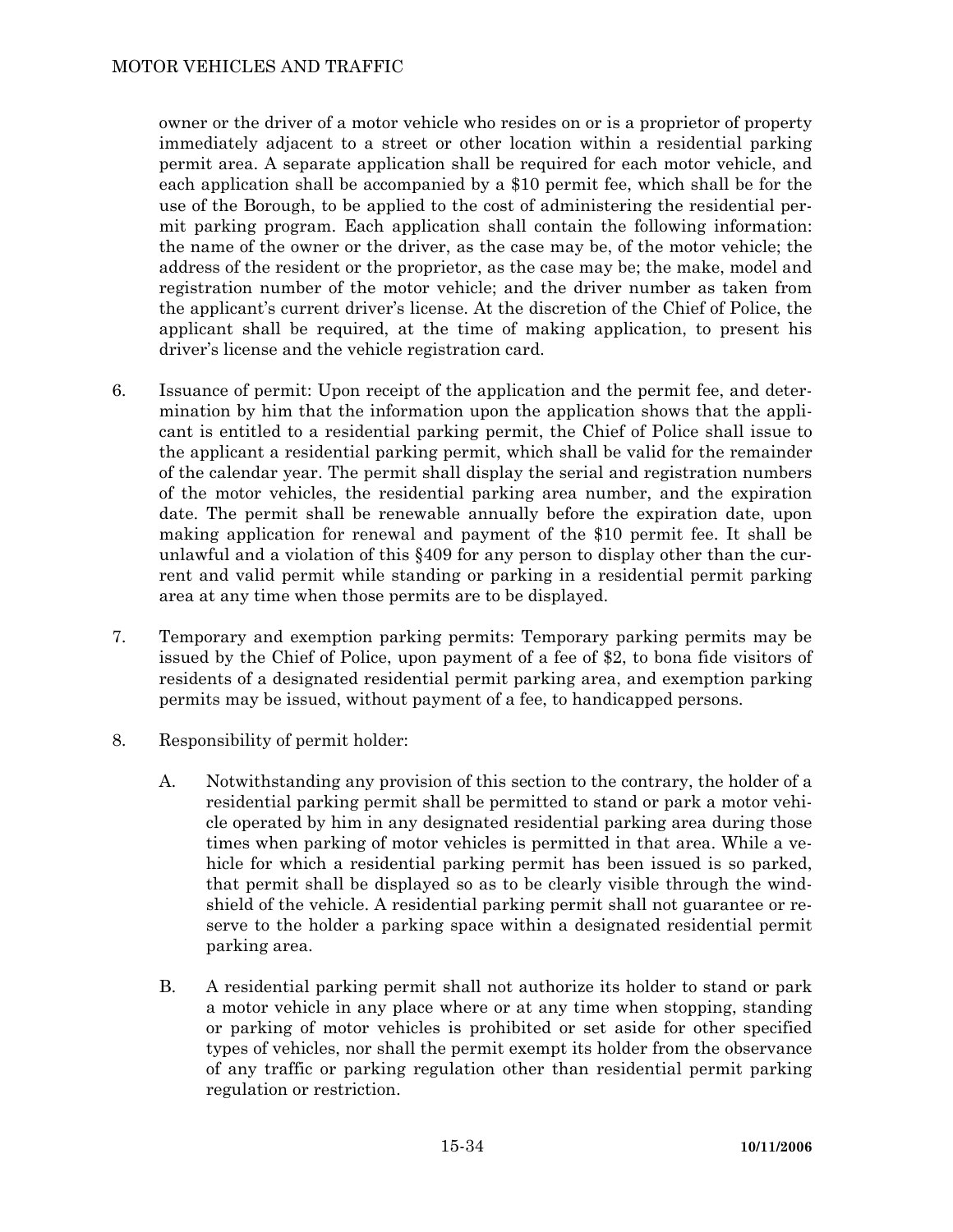owner or the driver of a motor vehicle who resides on or is a proprietor of property immediately adjacent to a street or other location within a residential parking permit area. A separate application shall be required for each motor vehicle, and each application shall be accompanied by a $10 permit fee, which shall be for the use of the Borough, to be applied to the cost of administering the residential permit parking program. Each application shall contain the following information: the name of the owner or the driver, as the case may be, of the motor vehicle; the address of the resident or the proprietor, as the case may be; the make, model and registration number of the motor vehicle; and the driver number as taken from the applicant's current driver's license. At the discretion of the Chief of Police, the applicant shall be required, at the time of making application, to present his driver's license and the vehicle registration card.

6. Issuance of permit: Upon receipt of the application and the permit fee, and determination by him that the information upon the application shows that the applicant is entitled to a residential parking permit, the Chief of Police shall issue to the applicant a residential parking permit, which shall be valid for the remainder of the calendar year. The permit shall display the serial and registration numbers of the motor vehicles, the residential parking area number, and the expiration date. The permit shall be renewable annually before the expiration date, upon making application for renewal and payment of the $10 permit fee. It shall be unlawful and a violation of this §409 for any person to display other than the current and valid permit while standing or parking in a residential permit parking area at any time when those permits are to be displayed.

7. Temporary and exemption parking permits: Temporary parking permits may be issued by the Chief of Police, upon payment of a fee of $2, to bona fide visitors of residents of a designated residential permit parking area, and exemption parking permits may be issued, without payment of a fee, to handicapped persons.

8. Responsibility of permit holder:

   A. Notwithstanding any provision of this section to the contrary, the holder of a residential parking permit shall be permitted to stand or park a motor vehicle operated by him in any designated residential parking area during those times when parking of motor vehicles is permitted in that area. While a vehicle for which a residential parking permit has been issued is so parked, that permit shall be displayed so as to be clearly visible through the windshield of the vehicle. A residential parking permit shall not guarantee or reserve to the holder a parking space within a designated residential permit parking area.

   B. A residential parking permit shall not authorize its holder to stand or park a motor vehicle in any place where or at any time when stopping, standing or parking of motor vehicles is prohibited or set aside for other specified types of vehicles, nor shall the permit exempt its holder from the observance of any traffic or parking regulation other than residential permit parking regulation or restriction.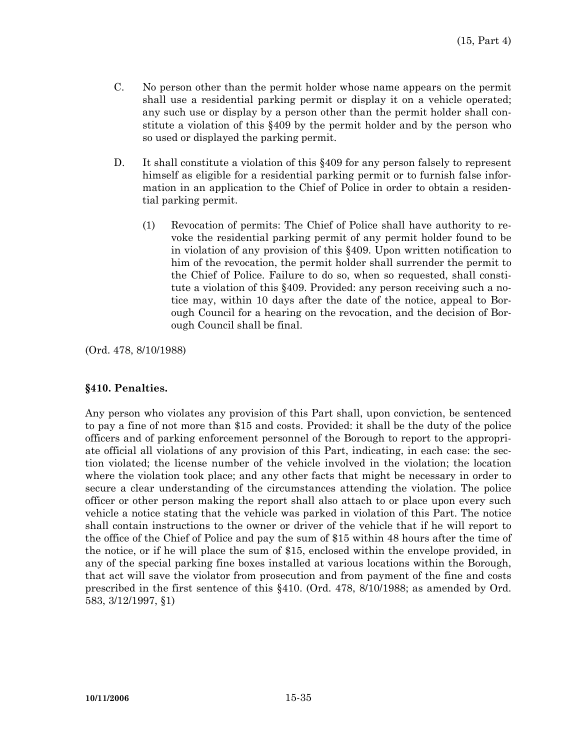C. No person other than the permit holder whose name appears on the permit shall use a residential parking permit or display it on a vehicle operated; any such use or display by a person other than the permit holder shall constitute a violation of this §409 by the permit holder and by the person who so used or displayed the parking permit.

D. It shall constitute a violation of this §409 for any person falsely to represent himself as eligible for a residential parking permit or to furnish false information in an application to the Chief of Police in order to obtain a residential parking permit.

   (1) Revocation of permits: The Chief of Police shall have authority to revoke the residential parking permit of any permit holder found to be in violation of any provision of this §409. Upon written notification to him of the revocation, the permit holder shall surrender the permit to the Chief of Police. Failure to do so, when so requested, shall constitute a violation of this §409. Provided: any person receiving such a notice may, within 10 days after the date of the notice, appeal to Borough Council for a hearing on the revocation, and the decision of Borough Council shall be final.

(Ord. 478, 8/10/1988)

### §410. Penalties.

Any person who violates any provision of this Part shall, upon conviction, be sentenced to pay a fine of not more than $15 and costs. Provided: it shall be the duty of the police officers and of parking enforcement personnel of the Borough to report to the appropriate official all violations of any provision of this Part, indicating, in each case: the section violated; the license number of the vehicle involved in the violation; the location where the violation took place; and any other facts that might be necessary in order to secure a clear understanding of the circumstances attending the violation. The police officer or other person making the report shall also attach to or place upon every such vehicle a notice stating that the vehicle was parked in violation of this Part. The notice shall contain instructions to the owner or driver of the vehicle that if he will report to the office of the Chief of Police and pay the sum of $15 within 48 hours after the time of the notice, or if he will place the sum of $15, enclosed within the envelope provided, in any of the special parking fine boxes installed at various locations within the Borough, that act will save the violator from prosecution and from payment of the fine and costs prescribed in the first sentence of this §410. (Ord. 478, 8/10/1988; as amended by Ord. 583, 3/12/1997, §1)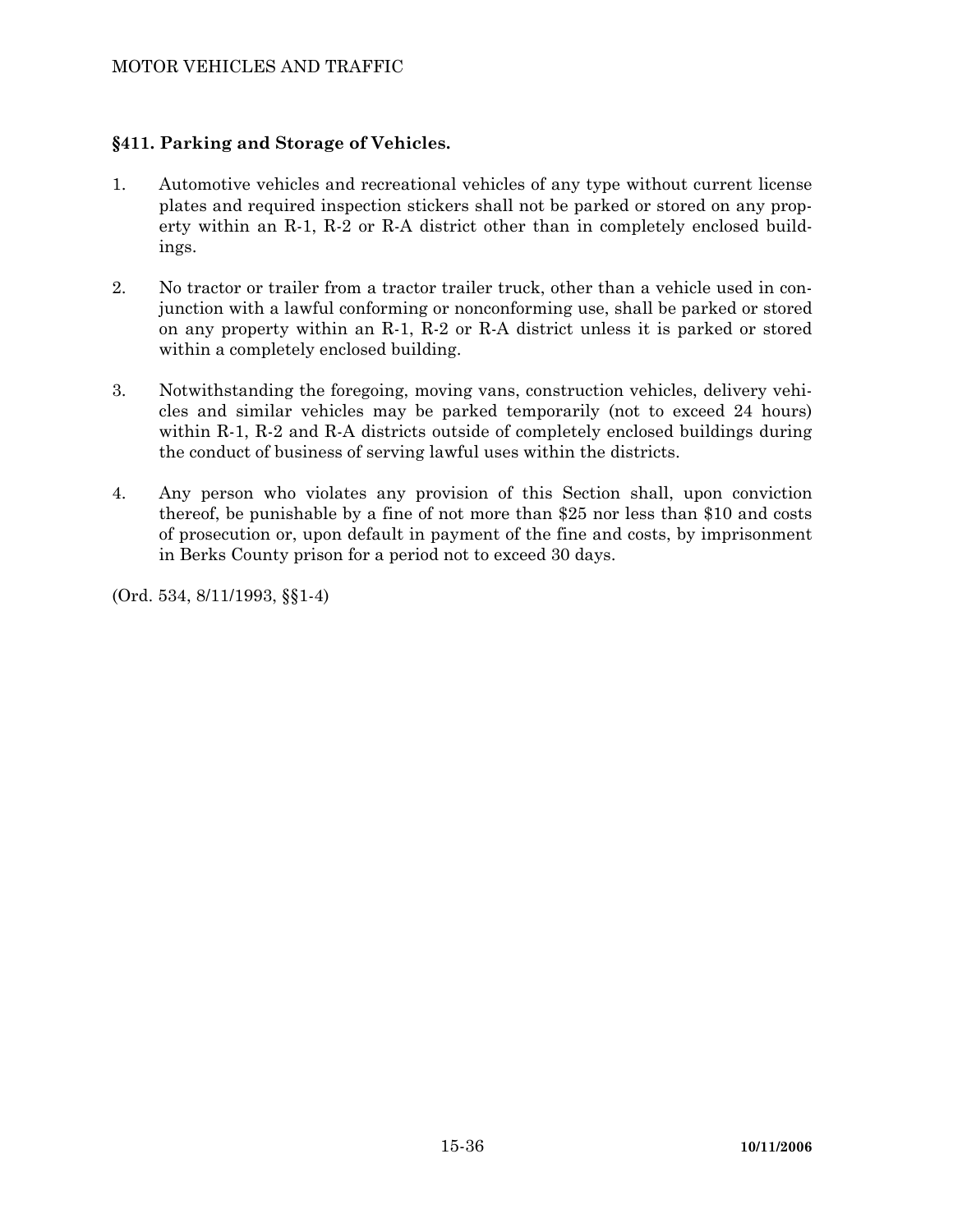## §411. Parking and Storage of Vehicles.

1. Automotive vehicles and recreational vehicles of any type without current license plates and required inspection stickers shall not be parked or stored on any property within an R-1, R-2 or R-A district other than in completely enclosed buildings.

2. No tractor or trailer from a tractor trailer truck, other than a vehicle used in conjunction with a lawful conforming or nonconforming use, shall be parked or stored on any property within an R-1, R-2 or R-A district unless it is parked or stored within a completely enclosed building.

3. Notwithstanding the foregoing, moving vans, construction vehicles, delivery vehicles and similar vehicles may be parked temporarily (not to exceed 24 hours) within R-1, R-2 and R-A districts outside of completely enclosed buildings during the conduct of business of serving lawful uses within the districts.

4. Any person who violates any provision of this Section shall, upon conviction thereof, be punishable by a fine of not more than $25 nor less than $10 and costs of prosecution or, upon default in payment of the fine and costs, by imprisonment in Berks County prison for a period not to exceed 30 days.

(Ord. 534, 8/11/1993, §§1-4)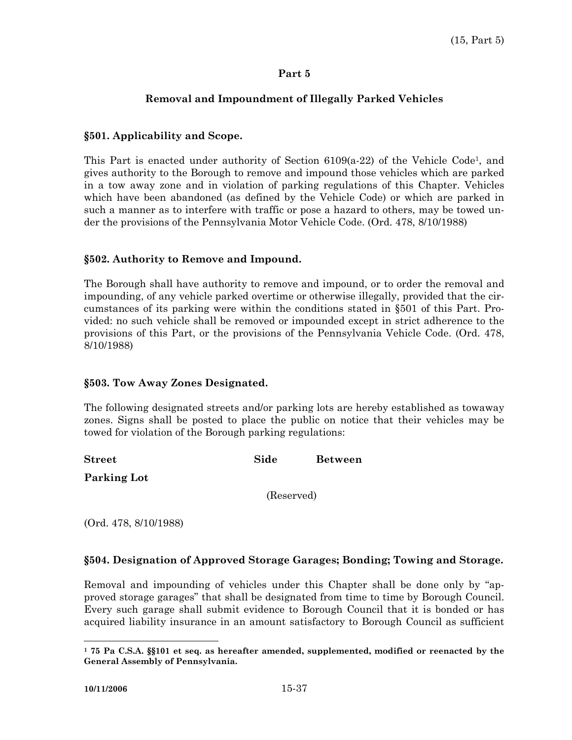# Part 5

## Removal and Impoundment of Illegally Parked Vehicles

### §501. Applicability and Scope.

This Part is enacted under authority of Section 6109(a-22) of the Vehicle Code[1], and gives authority to the Borough to remove and impound those vehicles which are parked in a tow away zone and in violation of parking regulations of this Chapter. Vehicles which have been abandoned (as defined by the Vehicle Code) or which are parked in such a manner as to interfere with traffic or pose a hazard to others, may be towed under the provisions of the Pennsylvania Motor Vehicle Code. (Ord. 478, 8/10/1988)

### §502. Authority to Remove and Impound.

The Borough shall have authority to remove and impound, or to order the removal and impounding, of any vehicle parked overtime or otherwise illegally, provided that the circumstances of its parking were within the conditions stated in §501 of this Part. Provided: no such vehicle shall be removed or impounded except in strict adherence to the provisions of this Part, or the provisions of the Pennsylvania Vehicle Code. (Ord. 478, 8/10/1988)

### §503. Tow Away Zones Designated.

The following designated streets and/or parking lots are hereby established as towaway zones. Signs shall be posted to place the public on notice that their vehicles may be towed for violation of the Borough parking regulations:

| Street | Side | Between |
|---|---|---|
| **Parking Lot** | | |
| | (Reserved) | |

(Ord. 478, 8/10/1988)

### §504. Designation of Approved Storage Garages; Bonding; Towing and Storage.

Removal and impounding of vehicles under this Chapter shall be done only by "approved storage garages" that shall be designated from time to time by Borough Council. Every such garage shall submit evidence to Borough Council that it is bonded or has acquired liability insurance in an amount satisfactory to Borough Council as sufficient

---

**[1] 75 Pa C.S.A. §§101 et seq. as hereafter amended, supplemented, modified or reenacted by the General Assembly of Pennsylvania.**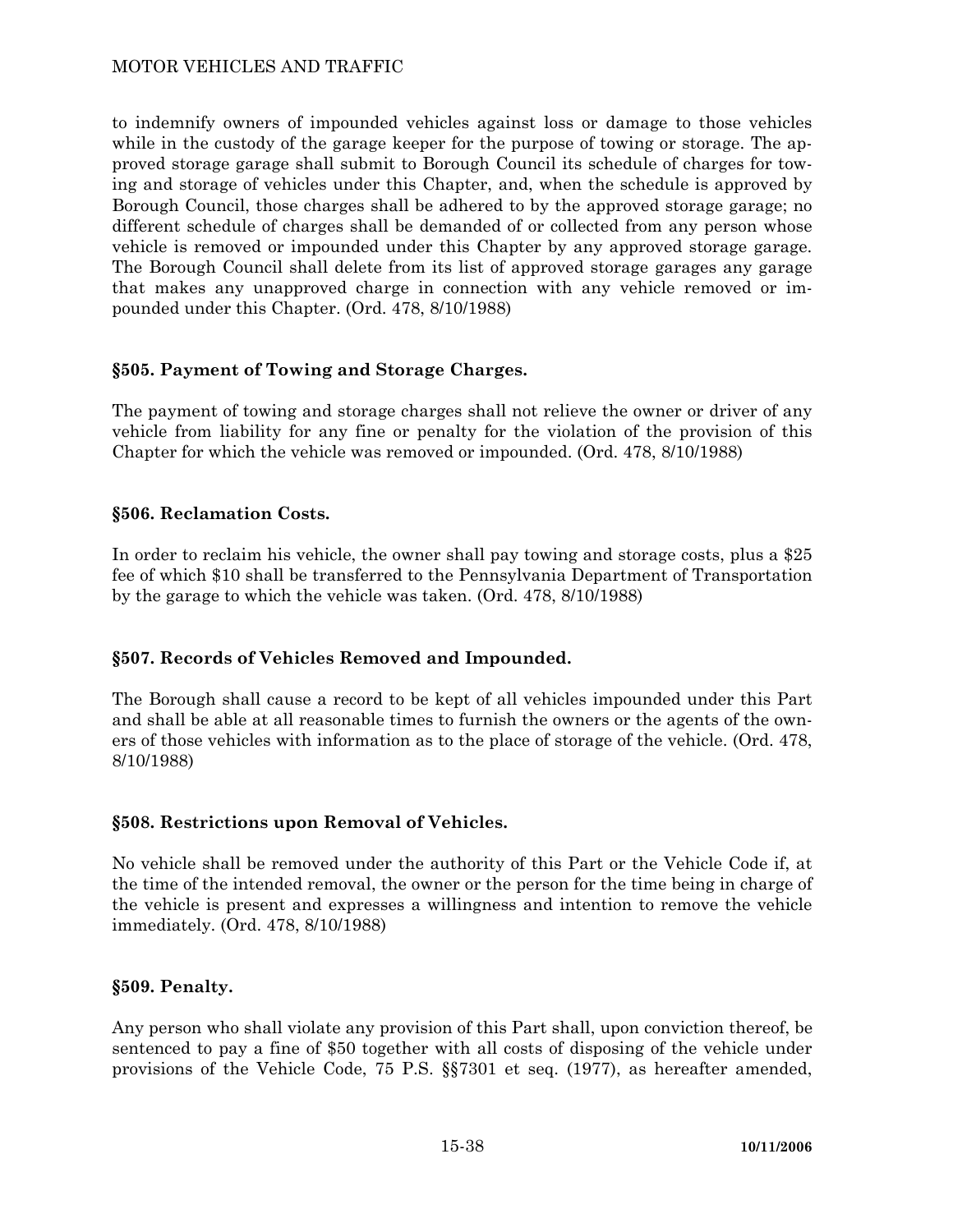to indemnify owners of impounded vehicles against loss or damage to those vehicles while in the custody of the garage keeper for the purpose of towing or storage. The approved storage garage shall submit to Borough Council its schedule of charges for towing and storage of vehicles under this Chapter, and, when the schedule is approved by Borough Council, those charges shall be adhered to by the approved storage garage; no different schedule of charges shall be demanded of or collected from any person whose vehicle is removed or impounded under this Chapter by any approved storage garage. The Borough Council shall delete from its list of approved storage garages any garage that makes any unapproved charge in connection with any vehicle removed or impounded under this Chapter. (Ord. 478, 8/10/1988)

### §505. Payment of Towing and Storage Charges.

The payment of towing and storage charges shall not relieve the owner or driver of any vehicle from liability for any fine or penalty for the violation of the provision of this Chapter for which the vehicle was removed or impounded. (Ord. 478, 8/10/1988)

### §506. Reclamation Costs.

In order to reclaim his vehicle, the owner shall pay towing and storage costs, plus a $25 fee of which $10 shall be transferred to the Pennsylvania Department of Transportation by the garage to which the vehicle was taken. (Ord. 478, 8/10/1988)

### §507. Records of Vehicles Removed and Impounded.

The Borough shall cause a record to be kept of all vehicles impounded under this Part and shall be able at all reasonable times to furnish the owners or the agents of the owners of those vehicles with information as to the place of storage of the vehicle. (Ord. 478, 8/10/1988)

### §508. Restrictions upon Removal of Vehicles.

No vehicle shall be removed under the authority of this Part or the Vehicle Code if, at the time of the intended removal, the owner or the person for the time being in charge of the vehicle is present and expresses a willingness and intention to remove the vehicle immediately. (Ord. 478, 8/10/1988)

### §509. Penalty.

Any person who shall violate any provision of this Part shall, upon conviction thereof, be sentenced to pay a fine of $50 together with all costs of disposing of the vehicle under provisions of the Vehicle Code, 75 P.S. §§7301 et seq. (1977), as hereafter amended,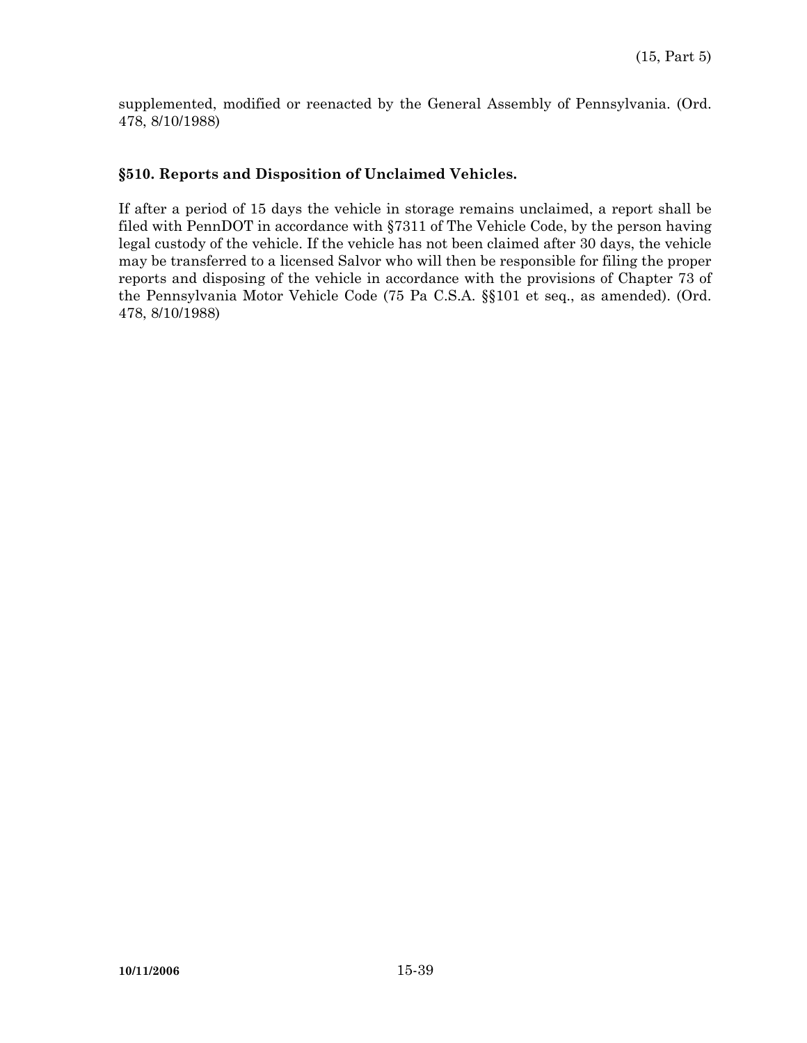supplemented, modified or reenacted by the General Assembly of Pennsylvania. (Ord. 478, 8/10/1988)

### §510. Reports and Disposition of Unclaimed Vehicles.

If after a period of 15 days the vehicle in storage remains unclaimed, a report shall be filed with PennDOT in accordance with §7311 of The Vehicle Code, by the person having legal custody of the vehicle. If the vehicle has not been claimed after 30 days, the vehicle may be transferred to a licensed Salvor who will then be responsible for filing the proper reports and disposing of the vehicle in accordance with the provisions of Chapter 73 of the Pennsylvania Motor Vehicle Code (75 Pa C.S.A. §§101 et seq., as amended). (Ord. 478, 8/10/1988)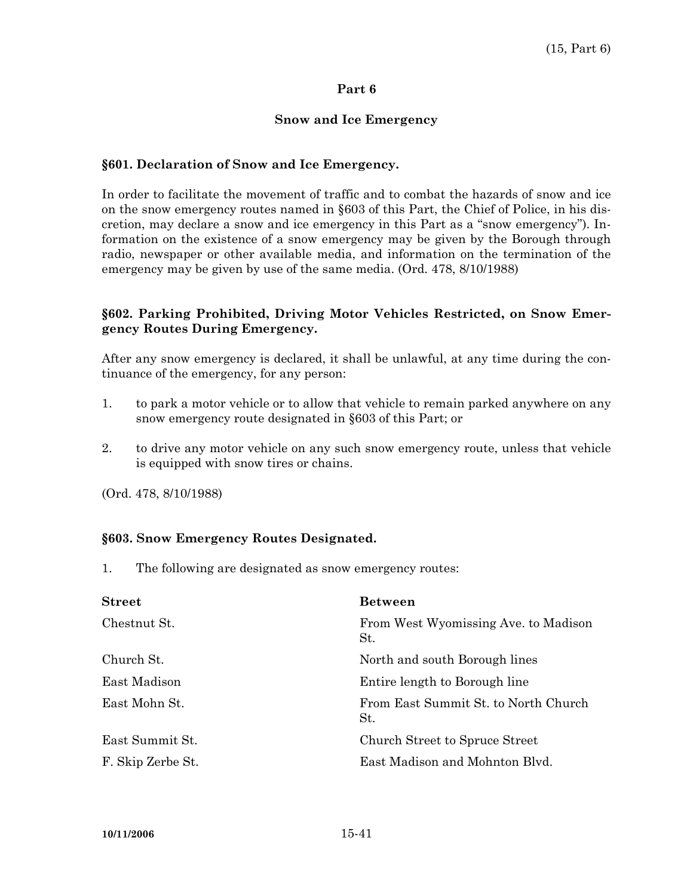## Part 6

### Snow and Ice Emergency

**§601. Declaration of Snow and Ice Emergency.**

In order to facilitate the movement of traffic and to combat the hazards of snow and ice on the snow emergency routes named in §603 of this Part, the Chief of Police, in his discretion, may declare a snow and ice emergency in this Part as a "snow emergency"). Information on the existence of a snow emergency may be given by the Borough through radio, newspaper or other available media, and information on the termination of the emergency may be given by use of the same media. (Ord. 478, 8/10/1988)

**§602. Parking Prohibited, Driving Motor Vehicles Restricted, on Snow Emergency Routes During Emergency.**

After any snow emergency is declared, it shall be unlawful, at any time during the continuance of the emergency, for any person:

1. to park a motor vehicle or to allow that vehicle to remain parked anywhere on any snow emergency route designated in §603 of this Part; or
2. to drive any motor vehicle on any such snow emergency route, unless that vehicle is equipped with snow tires or chains.

(Ord. 478, 8/10/1988)

**§603. Snow Emergency Routes Designated.**

1. The following are designated as snow emergency routes:

| Street | Between |
|---|---|
| Chestnut St. | From West Wyomissing Ave. to Madison St. |
| Church St. | North and south Borough lines |
| East Madison | Entire length to Borough line |
| East Mohn St. | From East Summit St. to North Church St. |
| East Summit St. | Church Street to Spruce Street |
| F. Skip Zerbe St. | East Madison and Mohnton Blvd. |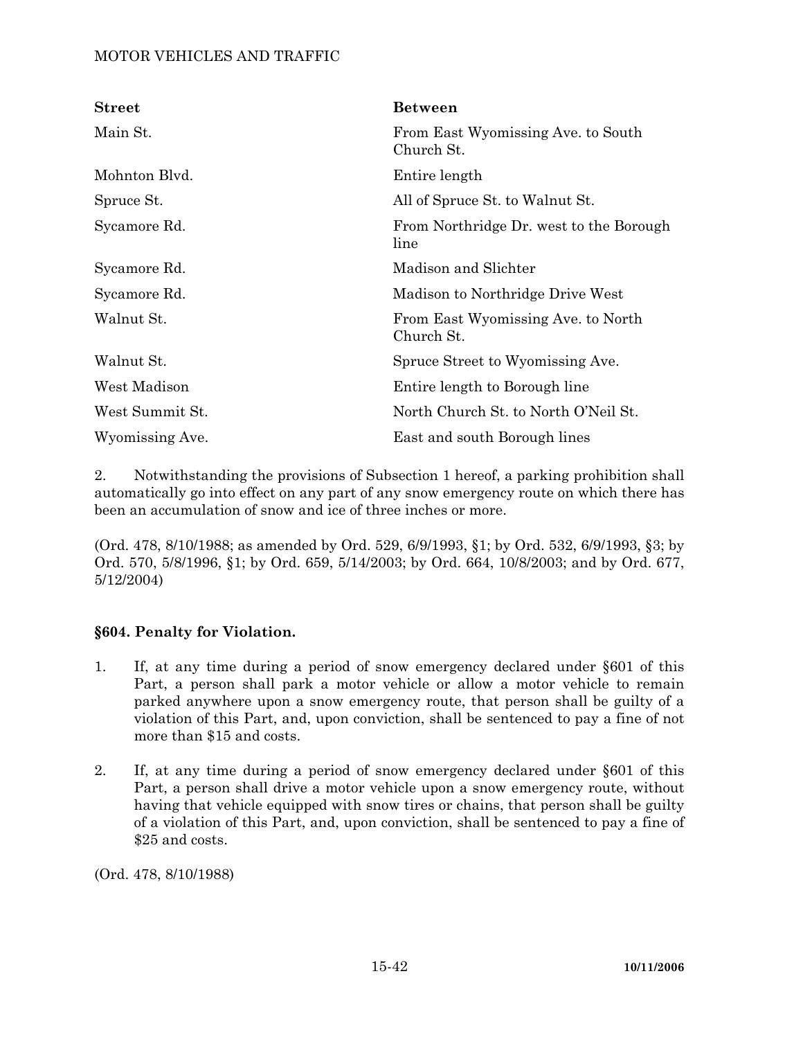| Street | Between |
|---|---|
| Main St. | From East Wyomissing Ave. to South Church St. |
| Mohnton Blvd. | Entire length |
| Spruce St. | All of Spruce St. to Walnut St. |
| Sycamore Rd. | From Northridge Dr. west to the Borough line |
| Sycamore Rd. | Madison and Slichter |
| Sycamore Rd. | Madison to Northridge Drive West |
| Walnut St. | From East Wyomissing Ave. to North Church St. |
| Walnut St. | Spruce Street to Wyomissing Ave. |
| West Madison | Entire length to Borough line |
| West Summit St. | North Church St. to North O'Neil St. |
| Wyomissing Ave. | East and south Borough lines |

2. Notwithstanding the provisions of Subsection 1 hereof, a parking prohibition shall automatically go into effect on any part of any snow emergency route on which there has been an accumulation of snow and ice of three inches or more.

(Ord. 478, 8/10/1988; as amended by Ord. 529, 6/9/1993, §1; by Ord. 532, 6/9/1993, §3; by Ord. 570, 5/8/1996, §1; by Ord. 659, 5/14/2003; by Ord. 664, 10/8/2003; and by Ord. 677, 5/12/2004)

### §604. Penalty for Violation.

1. If, at any time during a period of snow emergency declared under §601 of this Part, a person shall park a motor vehicle or allow a motor vehicle to remain parked anywhere upon a snow emergency route, that person shall be guilty of a violation of this Part, and, upon conviction, shall be sentenced to pay a fine of not more than $15 and costs.

2. If, at any time during a period of snow emergency declared under §601 of this Part, a person shall drive a motor vehicle upon a snow emergency route, without having that vehicle equipped with snow tires or chains, that person shall be guilty of a violation of this Part, and, upon conviction, shall be sentenced to pay a fine of $25 and costs.

(Ord. 478, 8/10/1988)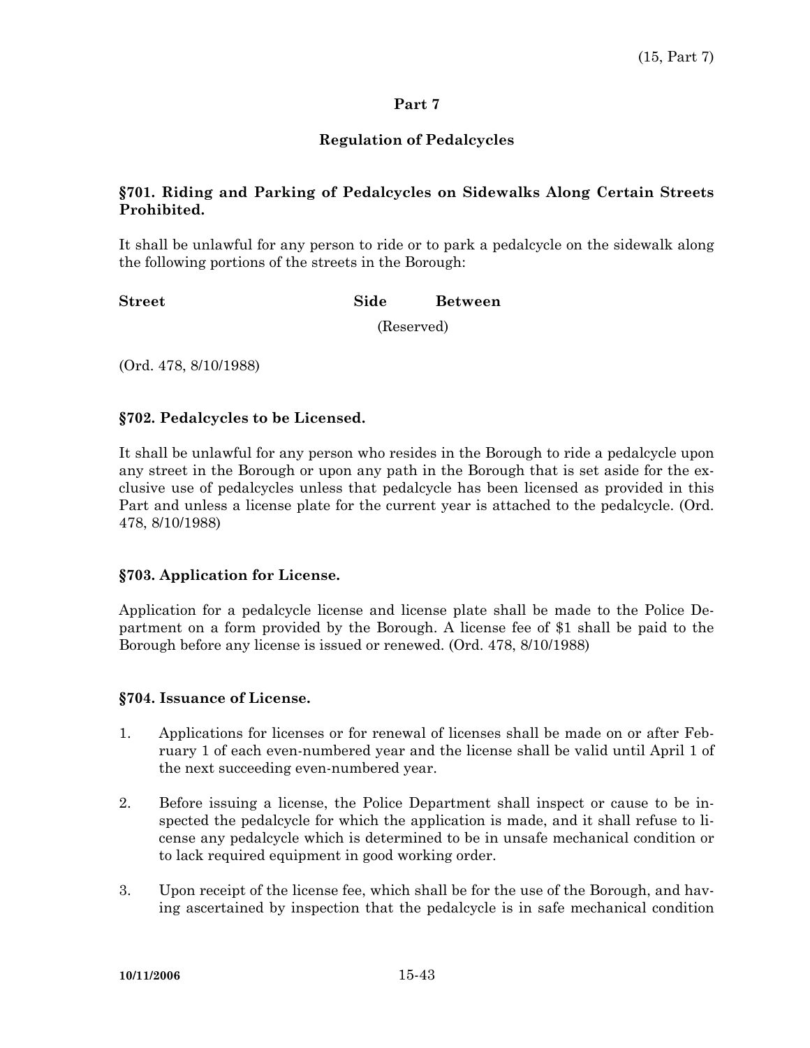## Part 7

### Regulation of Pedalcycles

**§701. Riding and Parking of Pedalcycles on Sidewalks Along Certain Streets Prohibited.**

It shall be unlawful for any person to ride or to park a pedalcycle on the sidewalk along the following portions of the streets in the Borough:

| Street | Side | Between |
|---|---|---|
| | (Reserved) | |

(Ord. 478, 8/10/1988)

**§702. Pedalcycles to be Licensed.**

It shall be unlawful for any person who resides in the Borough to ride a pedalcycle upon any street in the Borough or upon any path in the Borough that is set aside for the exclusive use of pedalcycles unless that pedalcycle has been licensed as provided in this Part and unless a license plate for the current year is attached to the pedalcycle. (Ord. 478, 8/10/1988)

**§703. Application for License.**

Application for a pedalcycle license and license plate shall be made to the Police Department on a form provided by the Borough. A license fee of $1 shall be paid to the Borough before any license is issued or renewed. (Ord. 478, 8/10/1988)

**§704. Issuance of License.**

1. Applications for licenses or for renewal of licenses shall be made on or after February 1 of each even-numbered year and the license shall be valid until April 1 of the next succeeding even-numbered year.

2. Before issuing a license, the Police Department shall inspect or cause to be inspected the pedalcycle for which the application is made, and it shall refuse to license any pedalcycle which is determined to be in unsafe mechanical condition or to lack required equipment in good working order.

3. Upon receipt of the license fee, which shall be for the use of the Borough, and having ascertained by inspection that the pedalcycle is in safe mechanical condition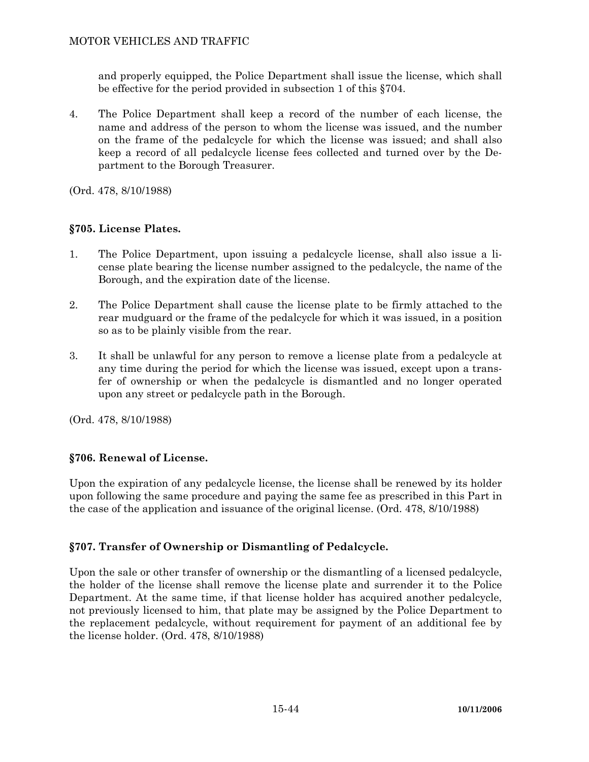and properly equipped, the Police Department shall issue the license, which shall be effective for the period provided in subsection 1 of this §704.

4. The Police Department shall keep a record of the number of each license, the name and address of the person to whom the license was issued, and the number on the frame of the pedalcycle for which the license was issued; and shall also keep a record of all pedalcycle license fees collected and turned over by the Department to the Borough Treasurer.

(Ord. 478, 8/10/1988)

## §705. License Plates.

1. The Police Department, upon issuing a pedalcycle license, shall also issue a license plate bearing the license number assigned to the pedalcycle, the name of the Borough, and the expiration date of the license.

2. The Police Department shall cause the license plate to be firmly attached to the rear mudguard or the frame of the pedalcycle for which it was issued, in a position so as to be plainly visible from the rear.

3. It shall be unlawful for any person to remove a license plate from a pedalcycle at any time during the period for which the license was issued, except upon a transfer of ownership or when the pedalcycle is dismantled and no longer operated upon any street or pedalcycle path in the Borough.

(Ord. 478, 8/10/1988)

## §706. Renewal of License.

Upon the expiration of any pedalcycle license, the license shall be renewed by its holder upon following the same procedure and paying the same fee as prescribed in this Part in the case of the application and issuance of the original license. (Ord. 478, 8/10/1988)

## §707. Transfer of Ownership or Dismantling of Pedalcycle.

Upon the sale or other transfer of ownership or the dismantling of a licensed pedalcycle, the holder of the license shall remove the license plate and surrender it to the Police Department. At the same time, if that license holder has acquired another pedalcycle, not previously licensed to him, that plate may be assigned by the Police Department to the replacement pedalcycle, without requirement for payment of an additional fee by the license holder. (Ord. 478, 8/10/1988)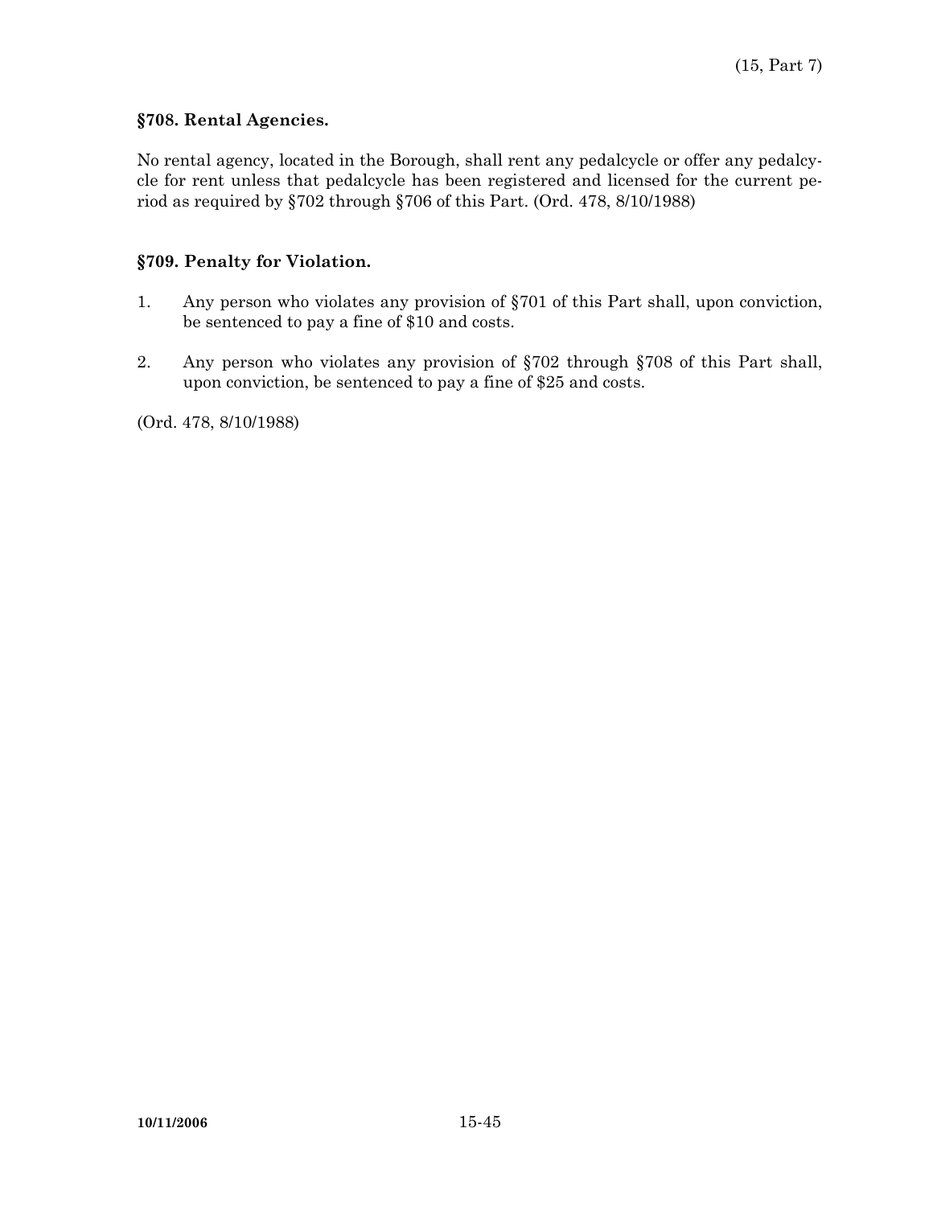### §708. Rental Agencies.

No rental agency, located in the Borough, shall rent any pedalcycle or offer any pedalcycle for rent unless that pedalcycle has been registered and licensed for the current period as required by §702 through §706 of this Part. (Ord. 478, 8/10/1988)

### §709. Penalty for Violation.

1. Any person who violates any provision of §701 of this Part shall, upon conviction, be sentenced to pay a fine of $10 and costs.

2. Any person who violates any provision of §702 through §708 of this Part shall, upon conviction, be sentenced to pay a fine of $25 and costs.

(Ord. 478, 8/10/1988)